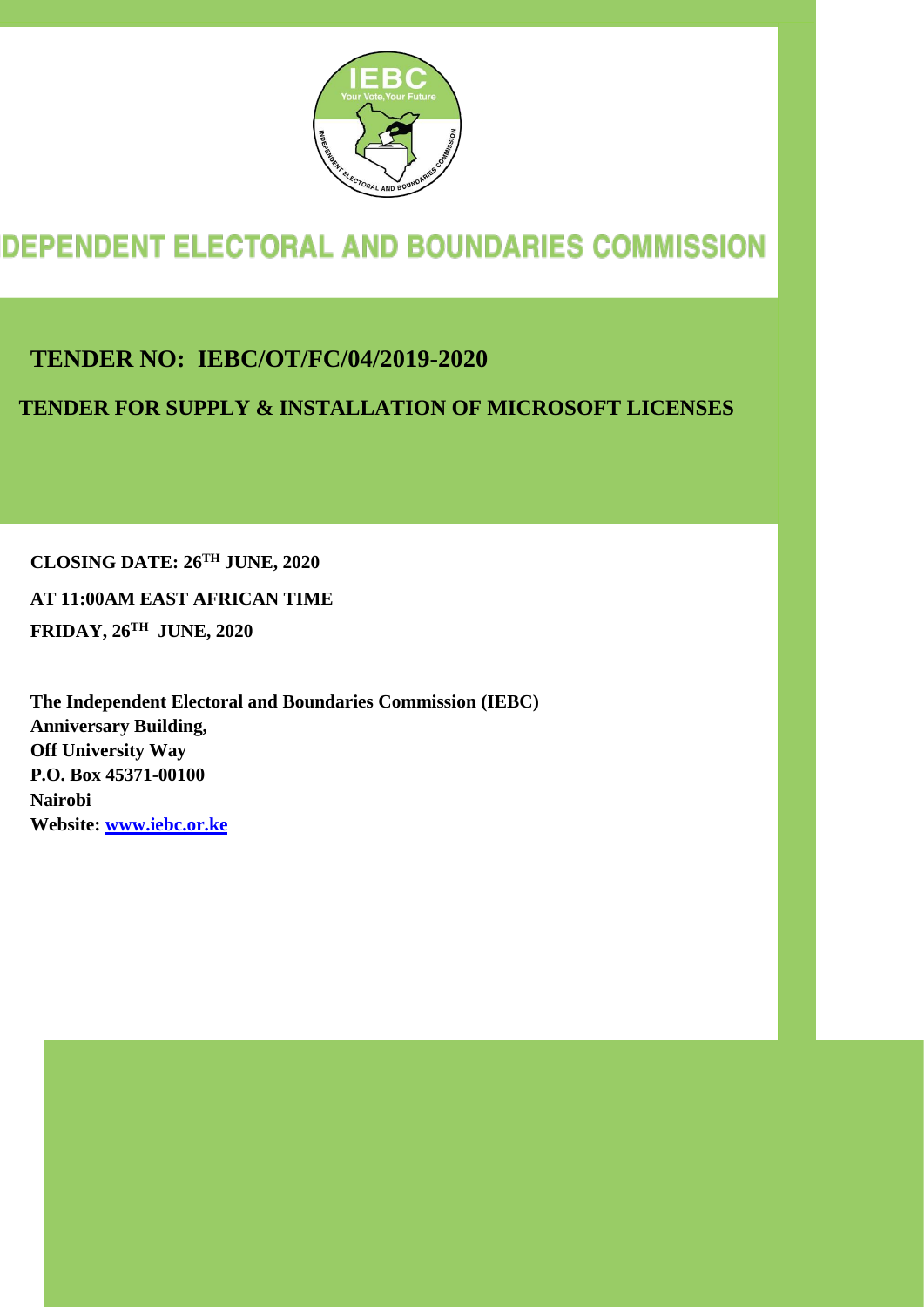# DEPENDENT ELECTORAL AND BOUNDARIES COMMISSION

## TENDER NO: IEBC/OT/FC/04/2019-2020

## TENDER FOR SUPPLY & INSTALLATION OF MICROSOFT LICENSES

**CLOSING DATE: 26TH JUNE, 2020**

**AT 11:00AM EAST AFRICAN TIME**

**FRIDAY, 26TH JUNE, 2020**

**The Independent Electoral and Boundaries Commission (IEBC)**
**Anniversary Building,**
**Off University Way**
**P.O. Box 45371-00100**
**Nairobi**
**Website: www.iebc.or.ke**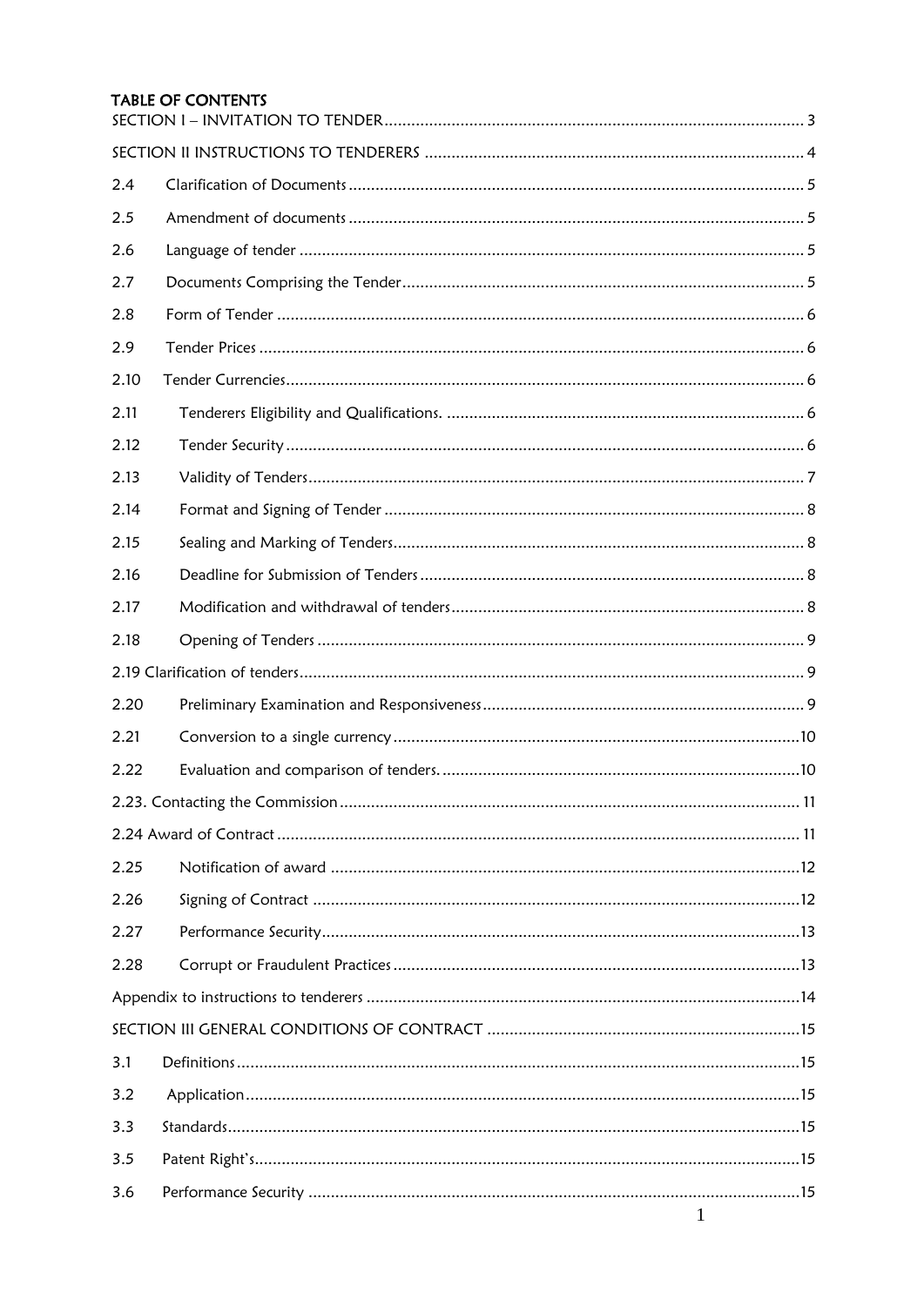# TABLE OF CONTENTS

SECTION I – INVITATION TO TENDER ..... 3

SECTION II INSTRUCTIONS TO TENDERERS ..... 4

2.4 Clarification of Documents ..... 5

2.5 Amendment of documents ..... 5

2.6 Language of tender ..... 5

2.7 Documents Comprising the Tender ..... 5

2.8 Form of Tender ..... 6

2.9 Tender Prices ..... 6

2.10 Tender Currencies ..... 6

2.11 Tenderers Eligibility and Qualifications. ..... 6

2.12 Tender Security ..... 6

2.13 Validity of Tenders ..... 7

2.14 Format and Signing of Tender ..... 8

2.15 Sealing and Marking of Tenders ..... 8

2.16 Deadline for Submission of Tenders ..... 8

2.17 Modification and withdrawal of tenders ..... 8

2.18 Opening of Tenders ..... 9

2.19 Clarification of tenders ..... 9

2.20 Preliminary Examination and Responsiveness ..... 9

2.21 Conversion to a single currency ..... 10

2.22 Evaluation and comparison of tenders. ..... 10

2.23. Contacting the Commission ..... 11

2.24 Award of Contract ..... 11

2.25 Notification of award ..... 12

2.26 Signing of Contract ..... 12

2.27 Performance Security ..... 13

2.28 Corrupt or Fraudulent Practices ..... 13

Appendix to instructions to tenderers ..... 14

SECTION III GENERAL CONDITIONS OF CONTRACT ..... 15

3.1 Definitions ..... 15

3.2 Application ..... 15

3.3 Standards ..... 15

3.5 Patent Right's ..... 15

3.6 Performance Security ..... 15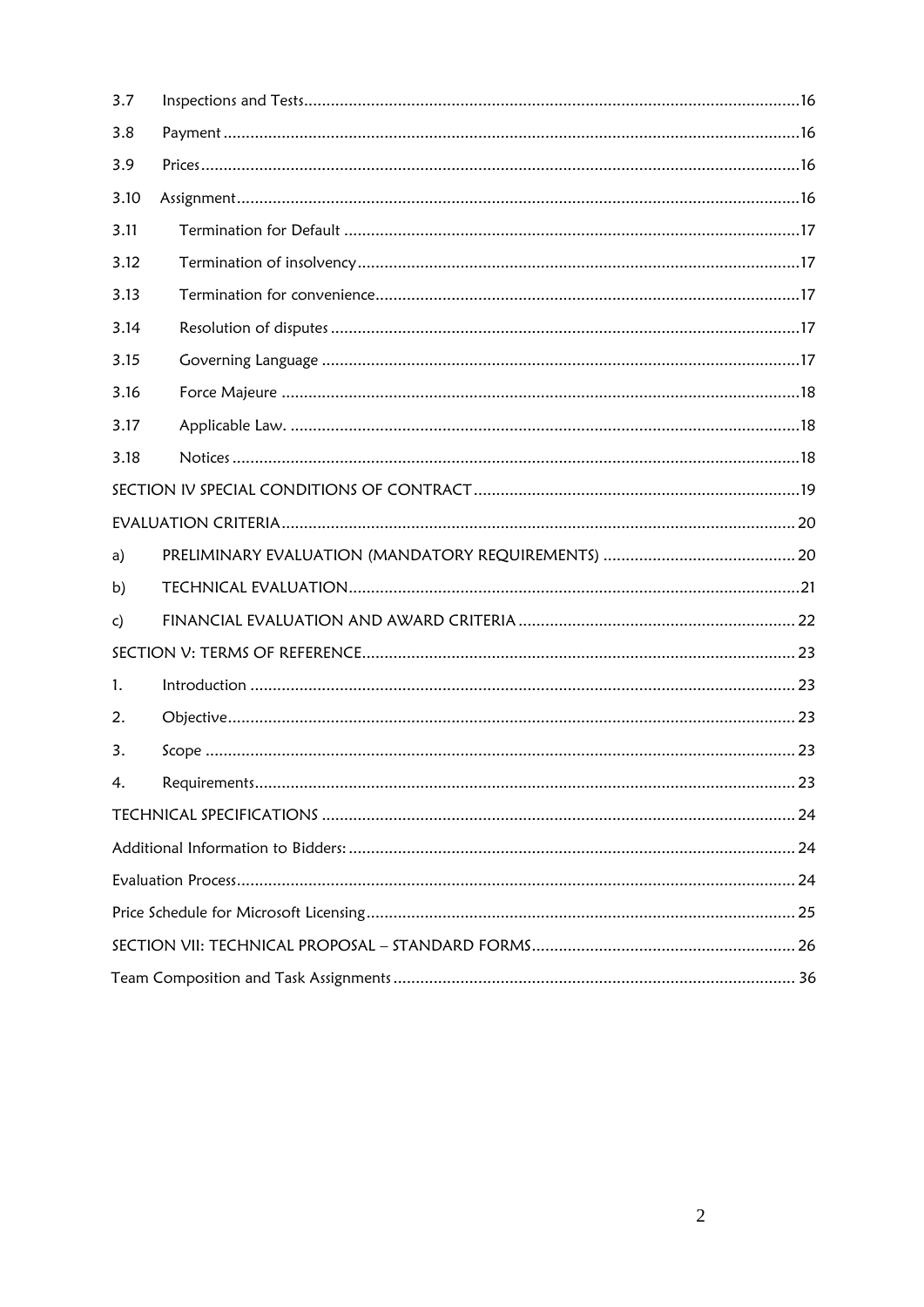| | | |
|---|---|---|
| 3.7 | Inspections and Tests | 16 |
| 3.8 | Payment | 16 |
| 3.9 | Prices | 16 |
| 3.10 | Assignment | 16 |
| 3.11 | Termination for Default | 17 |
| 3.12 | Termination of insolvency | 17 |
| 3.13 | Termination for convenience | 17 |
| 3.14 | Resolution of disputes | 17 |
| 3.15 | Governing Language | 17 |
| 3.16 | Force Majeure | 18 |
| 3.17 | Applicable Law. | 18 |
| 3.18 | Notices | 18 |
| SECTION IV SPECIAL CONDITIONS OF CONTRACT | | 19 |
| EVALUATION CRITERIA | | 20 |
| a) | PRELIMINARY EVALUATION (MANDATORY REQUIREMENTS) | 20 |
| b) | TECHNICAL EVALUATION | 21 |
| c) | FINANCIAL EVALUATION AND AWARD CRITERIA | 22 |
| SECTION V: TERMS OF REFERENCE | | 23 |
| 1. | Introduction | 23 |
| 2. | Objective | 23 |
| 3. | Scope | 23 |
| 4. | Requirements | 23 |
| TECHNICAL SPECIFICATIONS | | 24 |
| Additional Information to Bidders: | | 24 |
| Evaluation Process | | 24 |
| Price Schedule for Microsoft Licensing | | 25 |
| SECTION VII: TECHNICAL PROPOSAL – STANDARD FORMS | | 26 |
| Team Composition and Task Assignments | | 36 |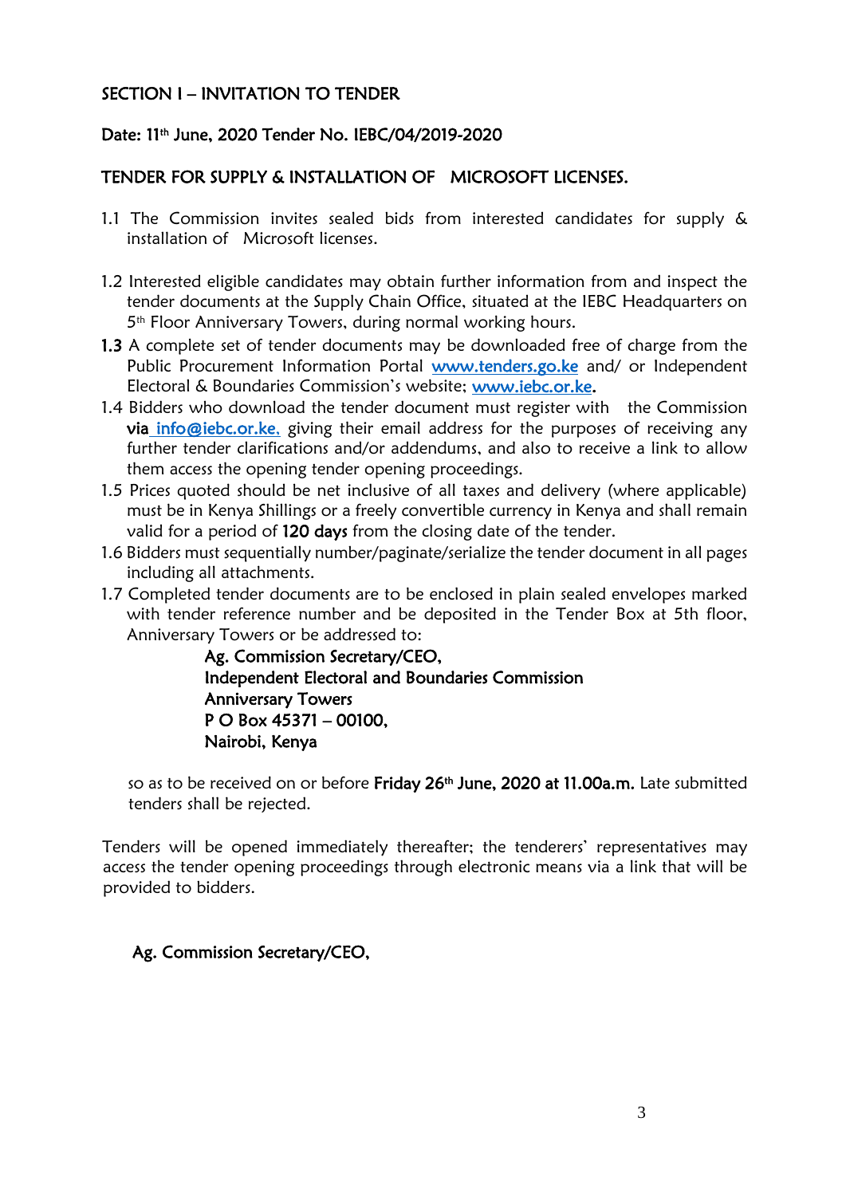## SECTION I – INVITATION TO TENDER

**Date: 11th June, 2020 Tender No. IEBC/04/2019-2020**

**TENDER FOR SUPPLY & INSTALLATION OF MICROSOFT LICENSES.**

1.1 The Commission invites sealed bids from interested candidates for supply & installation of Microsoft licenses.

1.2 Interested eligible candidates may obtain further information from and inspect the tender documents at the Supply Chain Office, situated at the IEBC Headquarters on 5th Floor Anniversary Towers, during normal working hours.

**1.3** A complete set of tender documents may be downloaded free of charge from the Public Procurement Information Portal www.tenders.go.ke and/ or Independent Electoral & Boundaries Commission's website; www.iebc.or.ke.

1.4 Bidders who download the tender document must register with the Commission **via** info@iebc.or.ke, giving their email address for the purposes of receiving any further tender clarifications and/or addendums, and also to receive a link to allow them access the opening tender opening proceedings.

1.5 Prices quoted should be net inclusive of all taxes and delivery (where applicable) must be in Kenya Shillings or a freely convertible currency in Kenya and shall remain valid for a period of **120 days** from the closing date of the tender.

1.6 Bidders must sequentially number/paginate/serialize the tender document in all pages including all attachments.

1.7 Completed tender documents are to be enclosed in plain sealed envelopes marked with tender reference number and be deposited in the Tender Box at 5th floor, Anniversary Towers or be addressed to:

**Ag. Commission Secretary/CEO,**
**Independent Electoral and Boundaries Commission**
**Anniversary Towers**
**P O Box 45371 – 00100,**
**Nairobi, Kenya**

so as to be received on or before **Friday 26th June, 2020 at 11.00a.m.** Late submitted tenders shall be rejected.

Tenders will be opened immediately thereafter; the tenderers' representatives may access the tender opening proceedings through electronic means via a link that will be provided to bidders.

**Ag. Commission Secretary/CEO,**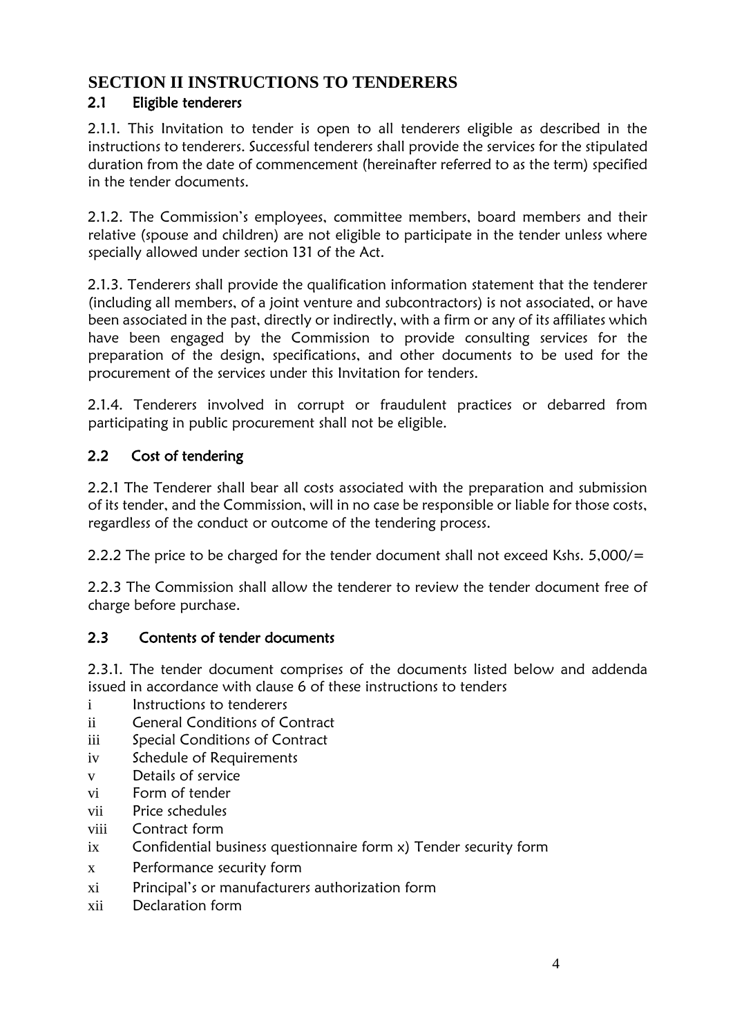# SECTION II INSTRUCTIONS TO TENDERERS

## 2.1 Eligible tenderers

2.1.1. This Invitation to tender is open to all tenderers eligible as described in the instructions to tenderers. Successful tenderers shall provide the services for the stipulated duration from the date of commencement (hereinafter referred to as the term) specified in the tender documents.

2.1.2. The Commission's employees, committee members, board members and their relative (spouse and children) are not eligible to participate in the tender unless where specially allowed under section 131 of the Act.

2.1.3. Tenderers shall provide the qualification information statement that the tenderer (including all members, of a joint venture and subcontractors) is not associated, or have been associated in the past, directly or indirectly, with a firm or any of its affiliates which have been engaged by the Commission to provide consulting services for the preparation of the design, specifications, and other documents to be used for the procurement of the services under this Invitation for tenders.

2.1.4. Tenderers involved in corrupt or fraudulent practices or debarred from participating in public procurement shall not be eligible.

## 2.2 Cost of tendering

2.2.1 The Tenderer shall bear all costs associated with the preparation and submission of its tender, and the Commission, will in no case be responsible or liable for those costs, regardless of the conduct or outcome of the tendering process.

2.2.2 The price to be charged for the tender document shall not exceed Kshs. 5,000/=

2.2.3 The Commission shall allow the tenderer to review the tender document free of charge before purchase.

## 2.3 Contents of tender documents

2.3.1. The tender document comprises of the documents listed below and addenda issued in accordance with clause 6 of these instructions to tenders

- i Instructions to tenderers
- ii General Conditions of Contract
- iii Special Conditions of Contract
- iv Schedule of Requirements
- v Details of service
- vi Form of tender
- vii Price schedules
- viii Contract form
- ix Confidential business questionnaire form x) Tender security form
- x Performance security form
- xi Principal's or manufacturers authorization form
- xii Declaration form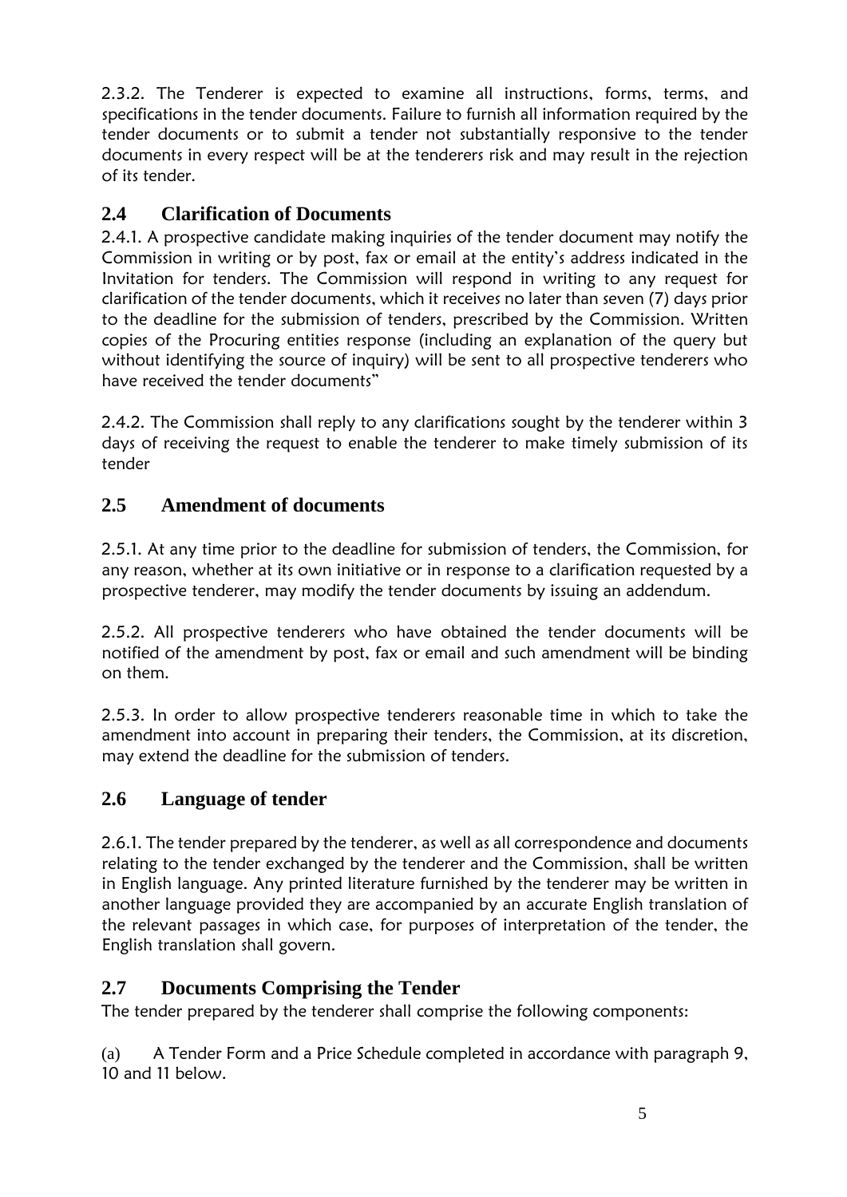2.3.2. The Tenderer is expected to examine all instructions, forms, terms, and specifications in the tender documents. Failure to furnish all information required by the tender documents or to submit a tender not substantially responsive to the tender documents in every respect will be at the tenderers risk and may result in the rejection of its tender.

## 2.4 Clarification of Documents

2.4.1. A prospective candidate making inquiries of the tender document may notify the Commission in writing or by post, fax or email at the entity's address indicated in the Invitation for tenders. The Commission will respond in writing to any request for clarification of the tender documents, which it receives no later than seven (7) days prior to the deadline for the submission of tenders, prescribed by the Commission. Written copies of the Procuring entities response (including an explanation of the query but without identifying the source of inquiry) will be sent to all prospective tenderers who have received the tender documents"

2.4.2. The Commission shall reply to any clarifications sought by the tenderer within 3 days of receiving the request to enable the tenderer to make timely submission of its tender

## 2.5 Amendment of documents

2.5.1. At any time prior to the deadline for submission of tenders, the Commission, for any reason, whether at its own initiative or in response to a clarification requested by a prospective tenderer, may modify the tender documents by issuing an addendum.

2.5.2. All prospective tenderers who have obtained the tender documents will be notified of the amendment by post, fax or email and such amendment will be binding on them.

2.5.3. In order to allow prospective tenderers reasonable time in which to take the amendment into account in preparing their tenders, the Commission, at its discretion, may extend the deadline for the submission of tenders.

## 2.6 Language of tender

2.6.1. The tender prepared by the tenderer, as well as all correspondence and documents relating to the tender exchanged by the tenderer and the Commission, shall be written in English language. Any printed literature furnished by the tenderer may be written in another language provided they are accompanied by an accurate English translation of the relevant passages in which case, for purposes of interpretation of the tender, the English translation shall govern.

## 2.7 Documents Comprising the Tender

The tender prepared by the tenderer shall comprise the following components:

(a) A Tender Form and a Price Schedule completed in accordance with paragraph 9, 10 and 11 below.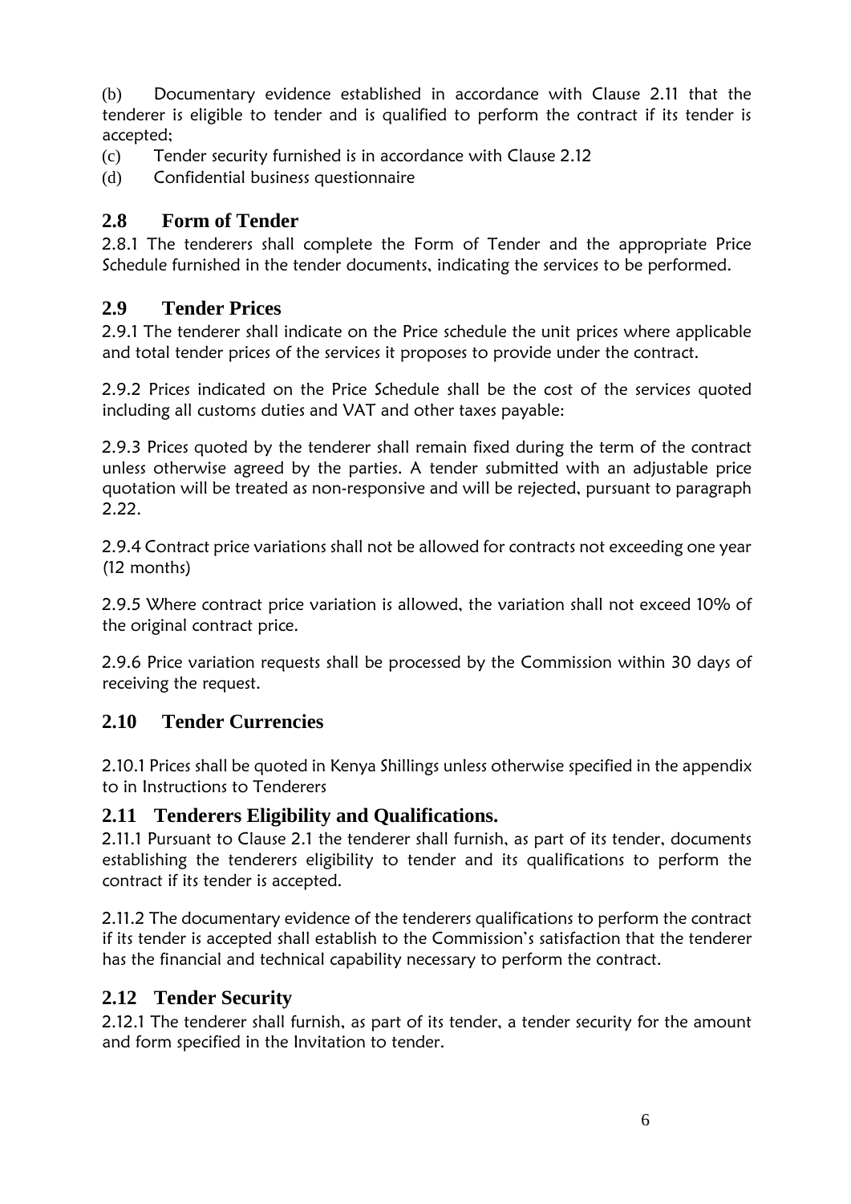(b) Documentary evidence established in accordance with Clause 2.11 that the tenderer is eligible to tender and is qualified to perform the contract if its tender is accepted;

(c) Tender security furnished is in accordance with Clause 2.12

(d) Confidential business questionnaire

## 2.8 Form of Tender

2.8.1 The tenderers shall complete the Form of Tender and the appropriate Price Schedule furnished in the tender documents, indicating the services to be performed.

## 2.9 Tender Prices

2.9.1 The tenderer shall indicate on the Price schedule the unit prices where applicable and total tender prices of the services it proposes to provide under the contract.

2.9.2 Prices indicated on the Price Schedule shall be the cost of the services quoted including all customs duties and VAT and other taxes payable:

2.9.3 Prices quoted by the tenderer shall remain fixed during the term of the contract unless otherwise agreed by the parties. A tender submitted with an adjustable price quotation will be treated as non-responsive and will be rejected, pursuant to paragraph 2.22.

2.9.4 Contract price variations shall not be allowed for contracts not exceeding one year (12 months)

2.9.5 Where contract price variation is allowed, the variation shall not exceed 10% of the original contract price.

2.9.6 Price variation requests shall be processed by the Commission within 30 days of receiving the request.

## 2.10 Tender Currencies

2.10.1 Prices shall be quoted in Kenya Shillings unless otherwise specified in the appendix to in Instructions to Tenderers

## 2.11 Tenderers Eligibility and Qualifications.

2.11.1 Pursuant to Clause 2.1 the tenderer shall furnish, as part of its tender, documents establishing the tenderers eligibility to tender and its qualifications to perform the contract if its tender is accepted.

2.11.2 The documentary evidence of the tenderers qualifications to perform the contract if its tender is accepted shall establish to the Commission's satisfaction that the tenderer has the financial and technical capability necessary to perform the contract.

## 2.12 Tender Security

2.12.1 The tenderer shall furnish, as part of its tender, a tender security for the amount and form specified in the Invitation to tender.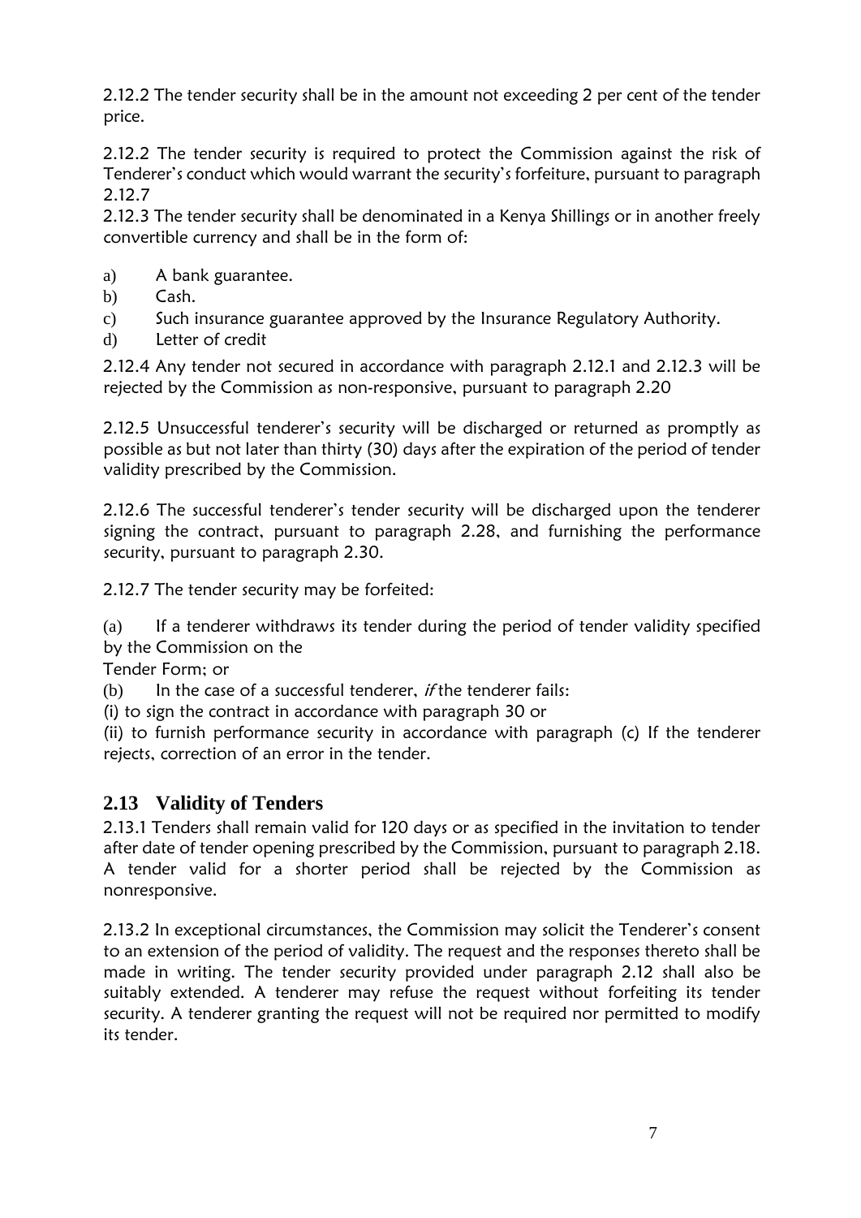2.12.2 The tender security shall be in the amount not exceeding 2 per cent of the tender price.

2.12.2 The tender security is required to protect the Commission against the risk of Tenderer's conduct which would warrant the security's forfeiture, pursuant to paragraph 2.12.7
2.12.3 The tender security shall be denominated in a Kenya Shillings or in another freely convertible currency and shall be in the form of:

a) A bank guarantee.
b) Cash.
c) Such insurance guarantee approved by the Insurance Regulatory Authority.
d) Letter of credit

2.12.4 Any tender not secured in accordance with paragraph 2.12.1 and 2.12.3 will be rejected by the Commission as non-responsive, pursuant to paragraph 2.20

2.12.5 Unsuccessful tenderer's security will be discharged or returned as promptly as possible as but not later than thirty (30) days after the expiration of the period of tender validity prescribed by the Commission.

2.12.6 The successful tenderer's tender security will be discharged upon the tenderer signing the contract, pursuant to paragraph 2.28, and furnishing the performance security, pursuant to paragraph 2.30.

2.12.7 The tender security may be forfeited:

(a) If a tenderer withdraws its tender during the period of tender validity specified by the Commission on the
Tender Form; or

(b) In the case of a successful tenderer, *if* the tenderer fails:
(i) to sign the contract in accordance with paragraph 30 or
(ii) to furnish performance security in accordance with paragraph (c) If the tenderer rejects, correction of an error in the tender.

## 2.13 Validity of Tenders

2.13.1 Tenders shall remain valid for 120 days or as specified in the invitation to tender after date of tender opening prescribed by the Commission, pursuant to paragraph 2.18. A tender valid for a shorter period shall be rejected by the Commission as nonresponsive.

2.13.2 In exceptional circumstances, the Commission may solicit the Tenderer's consent to an extension of the period of validity. The request and the responses thereto shall be made in writing. The tender security provided under paragraph 2.12 shall also be suitably extended. A tenderer may refuse the request without forfeiting its tender security. A tenderer granting the request will not be required nor permitted to modify its tender.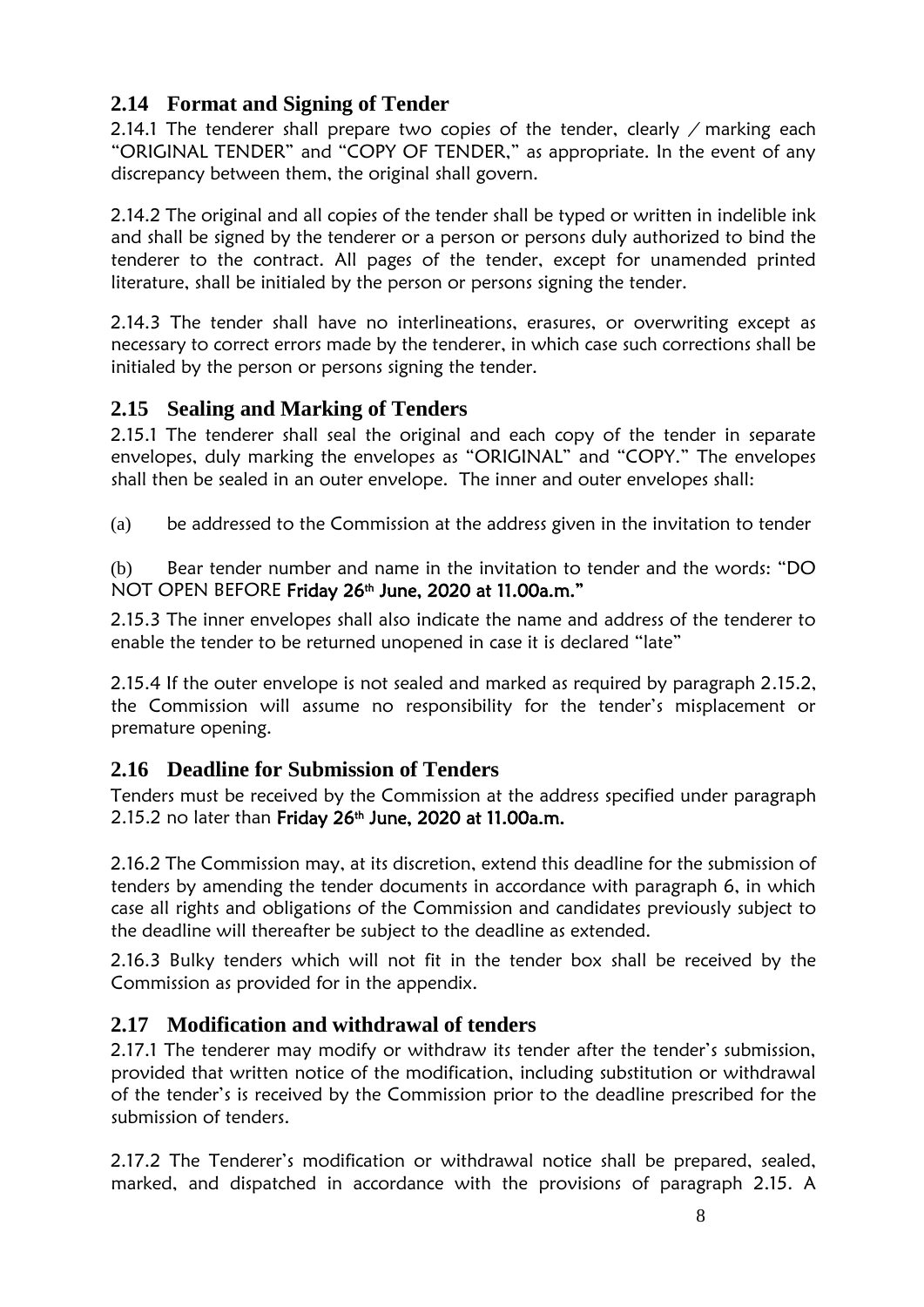## 2.14 Format and Signing of Tender

2.14.1 The tenderer shall prepare two copies of the tender, clearly / marking each "ORIGINAL TENDER" and "COPY OF TENDER," as appropriate. In the event of any discrepancy between them, the original shall govern.

2.14.2 The original and all copies of the tender shall be typed or written in indelible ink and shall be signed by the tenderer or a person or persons duly authorized to bind the tenderer to the contract. All pages of the tender, except for unamended printed literature, shall be initialed by the person or persons signing the tender.

2.14.3 The tender shall have no interlineations, erasures, or overwriting except as necessary to correct errors made by the tenderer, in which case such corrections shall be initialed by the person or persons signing the tender.

## 2.15 Sealing and Marking of Tenders

2.15.1 The tenderer shall seal the original and each copy of the tender in separate envelopes, duly marking the envelopes as "ORIGINAL" and "COPY." The envelopes shall then be sealed in an outer envelope. The inner and outer envelopes shall:

(a) be addressed to the Commission at the address given in the invitation to tender

(b) Bear tender number and name in the invitation to tender and the words: "DO NOT OPEN BEFORE **Friday 26th June, 2020 at 11.00a.m."**

2.15.3 The inner envelopes shall also indicate the name and address of the tenderer to enable the tender to be returned unopened in case it is declared "late"

2.15.4 If the outer envelope is not sealed and marked as required by paragraph 2.15.2, the Commission will assume no responsibility for the tender's misplacement or premature opening.

## 2.16 Deadline for Submission of Tenders

Tenders must be received by the Commission at the address specified under paragraph 2.15.2 no later than **Friday 26th June, 2020 at 11.00a.m.**

2.16.2 The Commission may, at its discretion, extend this deadline for the submission of tenders by amending the tender documents in accordance with paragraph 6, in which case all rights and obligations of the Commission and candidates previously subject to the deadline will thereafter be subject to the deadline as extended.

2.16.3 Bulky tenders which will not fit in the tender box shall be received by the Commission as provided for in the appendix.

## 2.17 Modification and withdrawal of tenders

2.17.1 The tenderer may modify or withdraw its tender after the tender's submission, provided that written notice of the modification, including substitution or withdrawal of the tender's is received by the Commission prior to the deadline prescribed for the submission of tenders.

2.17.2 The Tenderer's modification or withdrawal notice shall be prepared, sealed, marked, and dispatched in accordance with the provisions of paragraph 2.15. A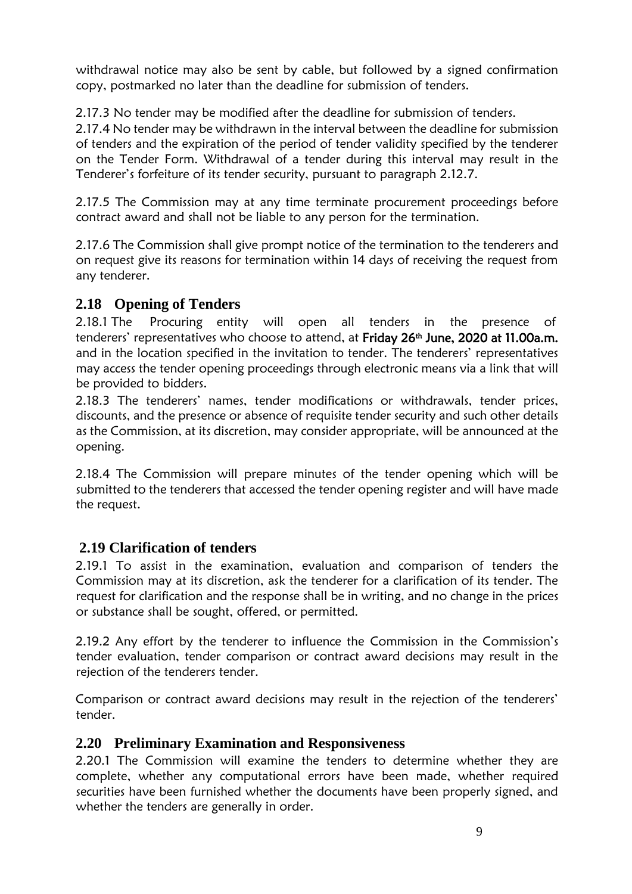withdrawal notice may also be sent by cable, but followed by a signed confirmation copy, postmarked no later than the deadline for submission of tenders.

2.17.3 No tender may be modified after the deadline for submission of tenders.

2.17.4 No tender may be withdrawn in the interval between the deadline for submission of tenders and the expiration of the period of tender validity specified by the tenderer on the Tender Form. Withdrawal of a tender during this interval may result in the Tenderer's forfeiture of its tender security, pursuant to paragraph 2.12.7.

2.17.5 The Commission may at any time terminate procurement proceedings before contract award and shall not be liable to any person for the termination.

2.17.6 The Commission shall give prompt notice of the termination to the tenderers and on request give its reasons for termination within 14 days of receiving the request from any tenderer.

## 2.18 Opening of Tenders

2.18.1 The Procuring entity will open all tenders in the presence of tenderers' representatives who choose to attend, at **Friday 26th June, 2020 at 11.00a.m.** and in the location specified in the invitation to tender. The tenderers' representatives may access the tender opening proceedings through electronic means via a link that will be provided to bidders.

2.18.3 The tenderers' names, tender modifications or withdrawals, tender prices, discounts, and the presence or absence of requisite tender security and such other details as the Commission, at its discretion, may consider appropriate, will be announced at the opening.

2.18.4 The Commission will prepare minutes of the tender opening which will be submitted to the tenderers that accessed the tender opening register and will have made the request.

## 2.19 Clarification of tenders

2.19.1 To assist in the examination, evaluation and comparison of tenders the Commission may at its discretion, ask the tenderer for a clarification of its tender. The request for clarification and the response shall be in writing, and no change in the prices or substance shall be sought, offered, or permitted.

2.19.2 Any effort by the tenderer to influence the Commission in the Commission's tender evaluation, tender comparison or contract award decisions may result in the rejection of the tenderers tender.

Comparison or contract award decisions may result in the rejection of the tenderers' tender.

## 2.20 Preliminary Examination and Responsiveness

2.20.1 The Commission will examine the tenders to determine whether they are complete, whether any computational errors have been made, whether required securities have been furnished whether the documents have been properly signed, and whether the tenders are generally in order.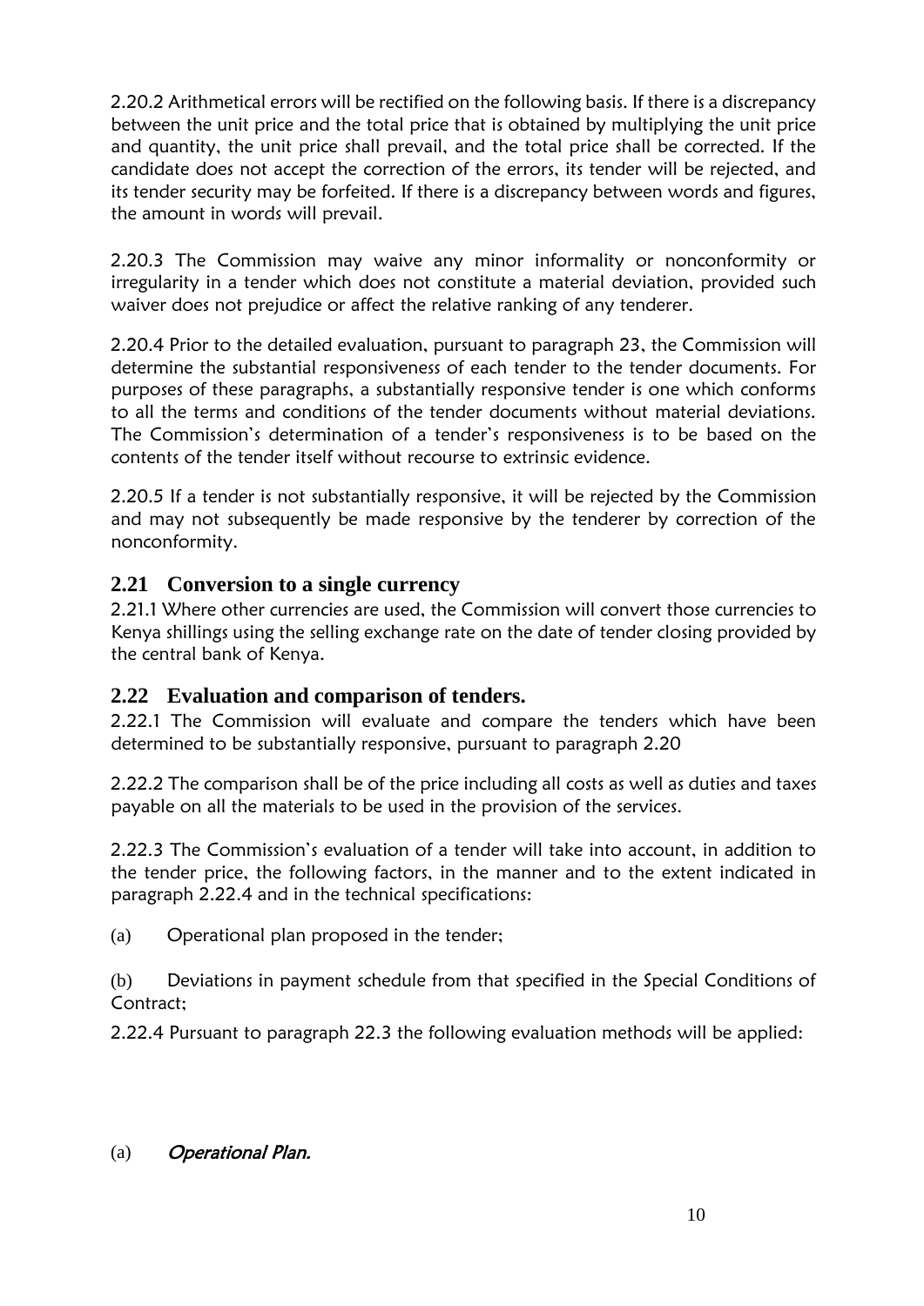2.20.2 Arithmetical errors will be rectified on the following basis. If there is a discrepancy between the unit price and the total price that is obtained by multiplying the unit price and quantity, the unit price shall prevail, and the total price shall be corrected. If the candidate does not accept the correction of the errors, its tender will be rejected, and its tender security may be forfeited. If there is a discrepancy between words and figures, the amount in words will prevail.

2.20.3 The Commission may waive any minor informality or nonconformity or irregularity in a tender which does not constitute a material deviation, provided such waiver does not prejudice or affect the relative ranking of any tenderer.

2.20.4 Prior to the detailed evaluation, pursuant to paragraph 23, the Commission will determine the substantial responsiveness of each tender to the tender documents. For purposes of these paragraphs, a substantially responsive tender is one which conforms to all the terms and conditions of the tender documents without material deviations. The Commission's determination of a tender's responsiveness is to be based on the contents of the tender itself without recourse to extrinsic evidence.

2.20.5 If a tender is not substantially responsive, it will be rejected by the Commission and may not subsequently be made responsive by the tenderer by correction of the nonconformity.

## 2.21 Conversion to a single currency

2.21.1 Where other currencies are used, the Commission will convert those currencies to Kenya shillings using the selling exchange rate on the date of tender closing provided by the central bank of Kenya.

## 2.22 Evaluation and comparison of tenders.

2.22.1 The Commission will evaluate and compare the tenders which have been determined to be substantially responsive, pursuant to paragraph 2.20

2.22.2 The comparison shall be of the price including all costs as well as duties and taxes payable on all the materials to be used in the provision of the services.

2.22.3 The Commission's evaluation of a tender will take into account, in addition to the tender price, the following factors, in the manner and to the extent indicated in paragraph 2.22.4 and in the technical specifications:

(a) Operational plan proposed in the tender;

(b) Deviations in payment schedule from that specified in the Special Conditions of Contract;

2.22.4 Pursuant to paragraph 22.3 the following evaluation methods will be applied:

(a) *Operational Plan.*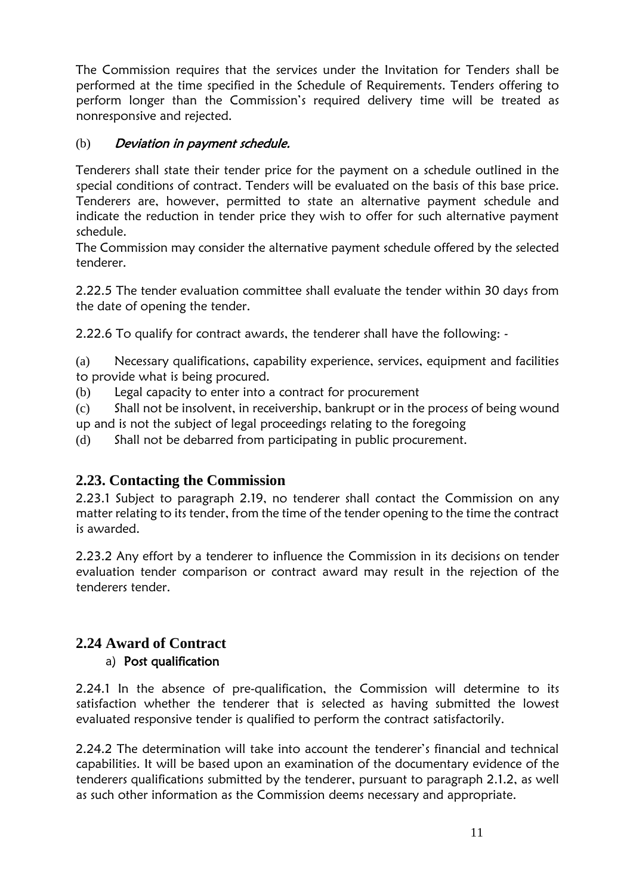The Commission requires that the services under the Invitation for Tenders shall be performed at the time specified in the Schedule of Requirements. Tenders offering to perform longer than the Commission's required delivery time will be treated as nonresponsive and rejected.

(b) *Deviation in payment schedule.*

Tenderers shall state their tender price for the payment on a schedule outlined in the special conditions of contract. Tenders will be evaluated on the basis of this base price. Tenderers are, however, permitted to state an alternative payment schedule and indicate the reduction in tender price they wish to offer for such alternative payment schedule.
The Commission may consider the alternative payment schedule offered by the selected tenderer.

2.22.5 The tender evaluation committee shall evaluate the tender within 30 days from the date of opening the tender.

2.22.6 To qualify for contract awards, the tenderer shall have the following: -

(a) Necessary qualifications, capability experience, services, equipment and facilities to provide what is being procured.
(b) Legal capacity to enter into a contract for procurement
(c) Shall not be insolvent, in receivership, bankrupt or in the process of being wound up and is not the subject of legal proceedings relating to the foregoing
(d) Shall not be debarred from participating in public procurement.

## 2.23. Contacting the Commission

2.23.1 Subject to paragraph 2.19, no tenderer shall contact the Commission on any matter relating to its tender, from the time of the tender opening to the time the contract is awarded.

2.23.2 Any effort by a tenderer to influence the Commission in its decisions on tender evaluation tender comparison or contract award may result in the rejection of the tenderers tender.

## 2.24 Award of Contract

a) **Post qualification**

2.24.1 In the absence of pre-qualification, the Commission will determine to its satisfaction whether the tenderer that is selected as having submitted the lowest evaluated responsive tender is qualified to perform the contract satisfactorily.

2.24.2 The determination will take into account the tenderer's financial and technical capabilities. It will be based upon an examination of the documentary evidence of the tenderers qualifications submitted by the tenderer, pursuant to paragraph 2.1.2, as well as such other information as the Commission deems necessary and appropriate.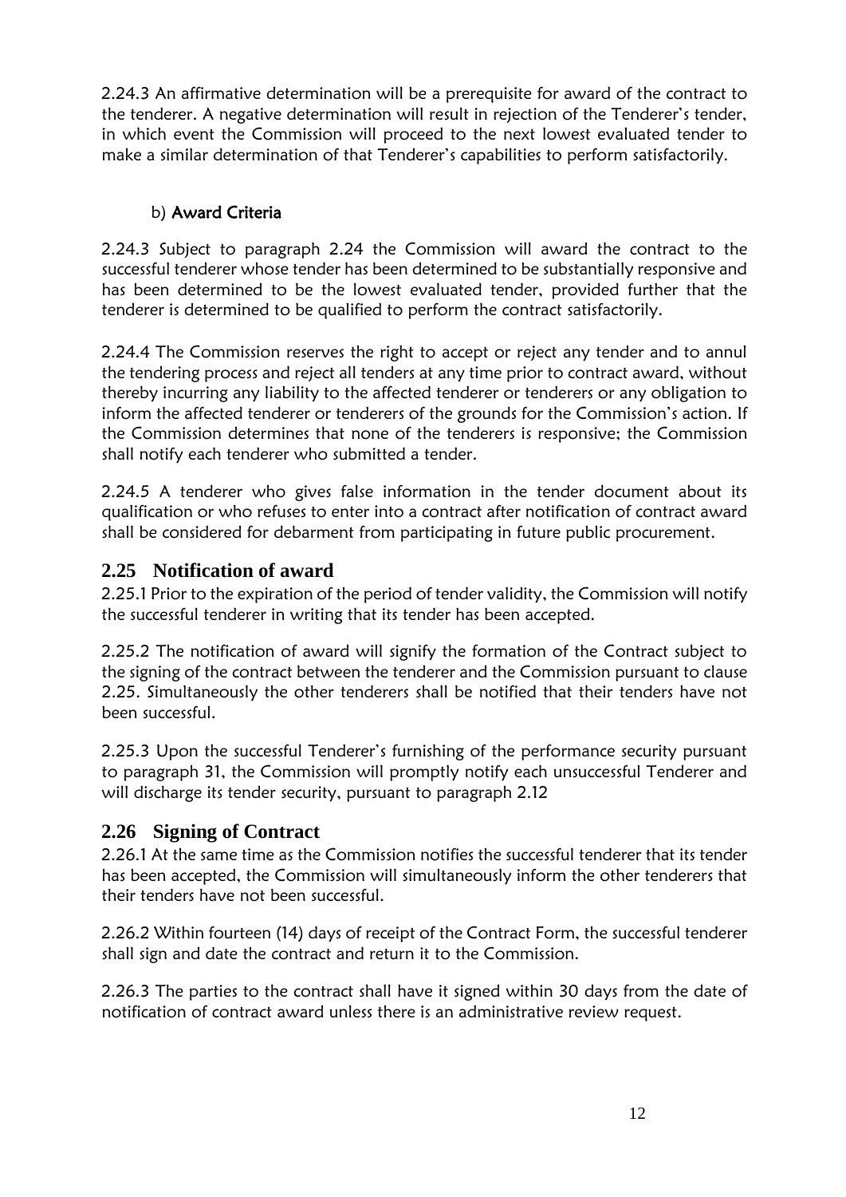2.24.3 An affirmative determination will be a prerequisite for award of the contract to the tenderer. A negative determination will result in rejection of the Tenderer's tender, in which event the Commission will proceed to the next lowest evaluated tender to make a similar determination of that Tenderer's capabilities to perform satisfactorily.

b) **Award Criteria**

2.24.3 Subject to paragraph 2.24 the Commission will award the contract to the successful tenderer whose tender has been determined to be substantially responsive and has been determined to be the lowest evaluated tender, provided further that the tenderer is determined to be qualified to perform the contract satisfactorily.

2.24.4 The Commission reserves the right to accept or reject any tender and to annul the tendering process and reject all tenders at any time prior to contract award, without thereby incurring any liability to the affected tenderer or tenderers or any obligation to inform the affected tenderer or tenderers of the grounds for the Commission's action. If the Commission determines that none of the tenderers is responsive; the Commission shall notify each tenderer who submitted a tender.

2.24.5 A tenderer who gives false information in the tender document about its qualification or who refuses to enter into a contract after notification of contract award shall be considered for debarment from participating in future public procurement.

## 2.25 Notification of award

2.25.1 Prior to the expiration of the period of tender validity, the Commission will notify the successful tenderer in writing that its tender has been accepted.

2.25.2 The notification of award will signify the formation of the Contract subject to the signing of the contract between the tenderer and the Commission pursuant to clause 2.25. Simultaneously the other tenderers shall be notified that their tenders have not been successful.

2.25.3 Upon the successful Tenderer's furnishing of the performance security pursuant to paragraph 31, the Commission will promptly notify each unsuccessful Tenderer and will discharge its tender security, pursuant to paragraph 2.12

## 2.26 Signing of Contract

2.26.1 At the same time as the Commission notifies the successful tenderer that its tender has been accepted, the Commission will simultaneously inform the other tenderers that their tenders have not been successful.

2.26.2 Within fourteen (14) days of receipt of the Contract Form, the successful tenderer shall sign and date the contract and return it to the Commission.

2.26.3 The parties to the contract shall have it signed within 30 days from the date of notification of contract award unless there is an administrative review request.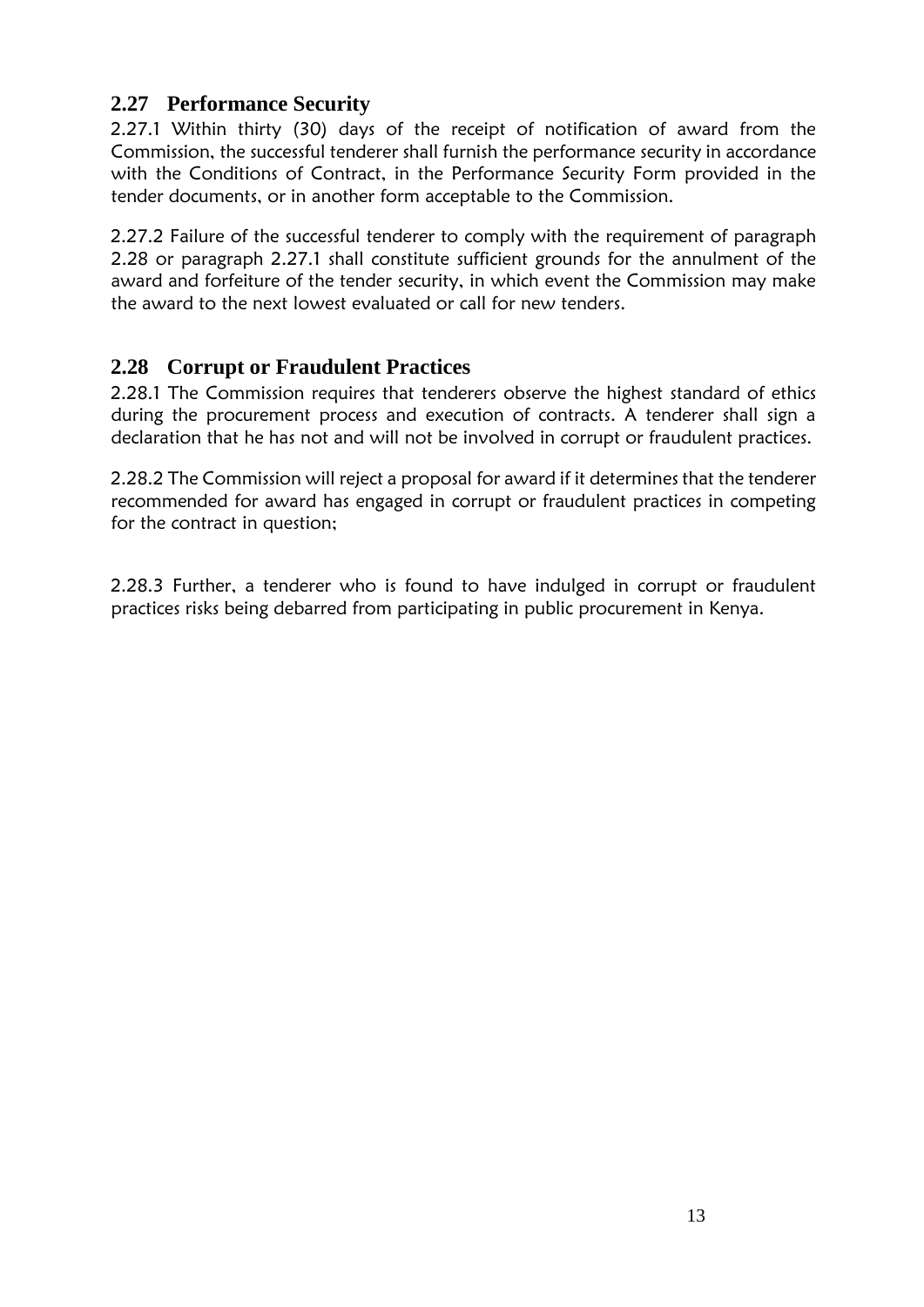## 2.27 Performance Security

2.27.1 Within thirty (30) days of the receipt of notification of award from the Commission, the successful tenderer shall furnish the performance security in accordance with the Conditions of Contract, in the Performance Security Form provided in the tender documents, or in another form acceptable to the Commission.

2.27.2 Failure of the successful tenderer to comply with the requirement of paragraph 2.28 or paragraph 2.27.1 shall constitute sufficient grounds for the annulment of the award and forfeiture of the tender security, in which event the Commission may make the award to the next lowest evaluated or call for new tenders.

## 2.28 Corrupt or Fraudulent Practices

2.28.1 The Commission requires that tenderers observe the highest standard of ethics during the procurement process and execution of contracts. A tenderer shall sign a declaration that he has not and will not be involved in corrupt or fraudulent practices.

2.28.2 The Commission will reject a proposal for award if it determines that the tenderer recommended for award has engaged in corrupt or fraudulent practices in competing for the contract in question;

2.28.3 Further, a tenderer who is found to have indulged in corrupt or fraudulent practices risks being debarred from participating in public procurement in Kenya.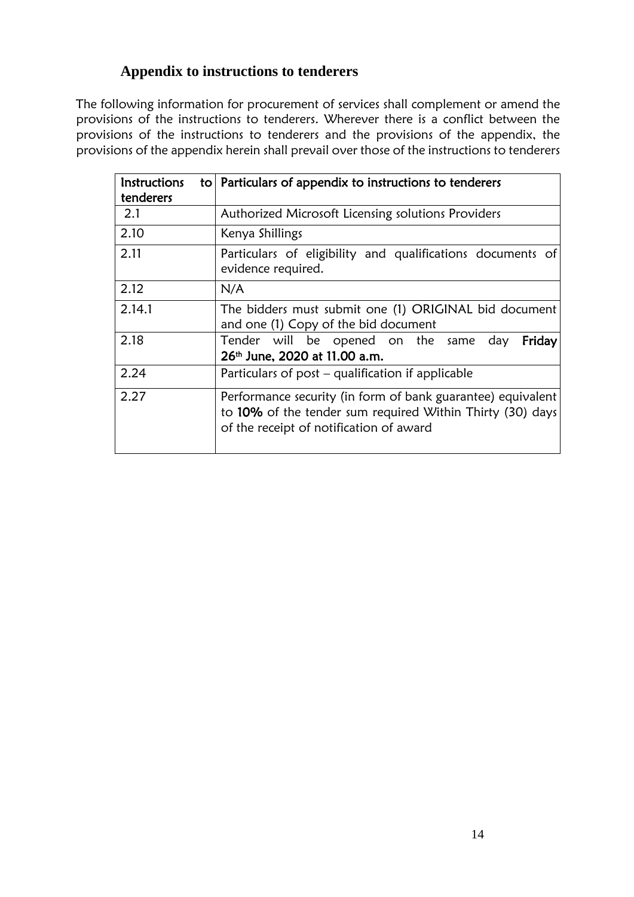## Appendix to instructions to tenderers

The following information for procurement of services shall complement or amend the provisions of the instructions to tenderers. Wherever there is a conflict between the provisions of the instructions to tenderers and the provisions of the appendix, the provisions of the appendix herein shall prevail over those of the instructions to tenderers

| Instructions to tenderers | Particulars of appendix to instructions to tenderers |
|---|---|
| 2.1 | Authorized Microsoft Licensing solutions Providers |
| 2.10 | Kenya Shillings |
| 2.11 | Particulars of eligibility and qualifications documents of evidence required. |
| 2.12 | N/A |
| 2.14.1 | The bidders must submit one (1) ORIGINAL bid document and one (1) Copy of the bid document |
| 2.18 | Tender will be opened on the same day **Friday 26th June, 2020 at 11.00 a.m.** |
| 2.24 | Particulars of post – qualification if applicable |
| 2.27 | Performance security (in form of bank guarantee) equivalent to **10%** of the tender sum required Within Thirty (30) days of the receipt of notification of award |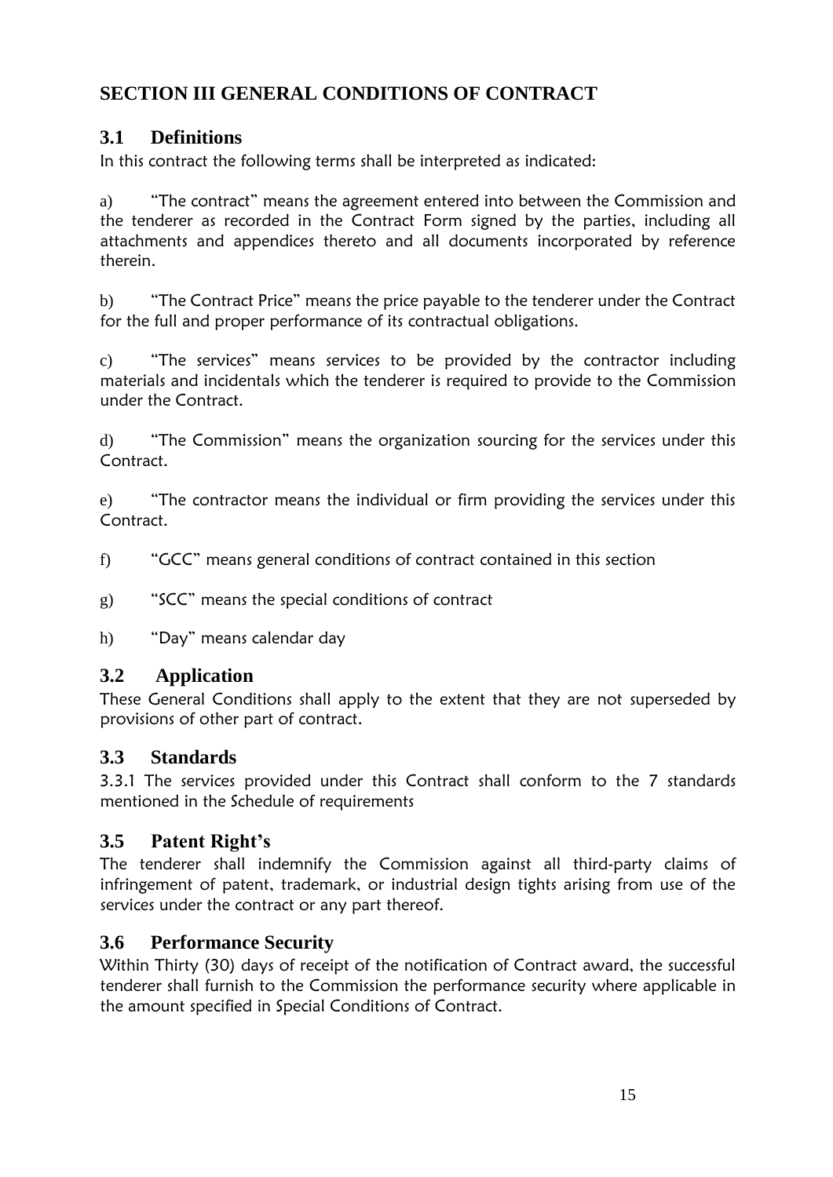## SECTION III GENERAL CONDITIONS OF CONTRACT

### 3.1 Definitions

In this contract the following terms shall be interpreted as indicated:

a) "The contract" means the agreement entered into between the Commission and the tenderer as recorded in the Contract Form signed by the parties, including all attachments and appendices thereto and all documents incorporated by reference therein.

b) "The Contract Price" means the price payable to the tenderer under the Contract for the full and proper performance of its contractual obligations.

c) "The services" means services to be provided by the contractor including materials and incidentals which the tenderer is required to provide to the Commission under the Contract.

d) "The Commission" means the organization sourcing for the services under this Contract.

e) "The contractor means the individual or firm providing the services under this Contract.

f) "GCC" means general conditions of contract contained in this section

g) "SCC" means the special conditions of contract

h) "Day" means calendar day

### 3.2 Application

These General Conditions shall apply to the extent that they are not superseded by provisions of other part of contract.

### 3.3 Standards

3.3.1 The services provided under this Contract shall conform to the 7 standards mentioned in the Schedule of requirements

### 3.5 Patent Right's

The tenderer shall indemnify the Commission against all third-party claims of infringement of patent, trademark, or industrial design tights arising from use of the services under the contract or any part thereof.

### 3.6 Performance Security

Within Thirty (30) days of receipt of the notification of Contract award, the successful tenderer shall furnish to the Commission the performance security where applicable in the amount specified in Special Conditions of Contract.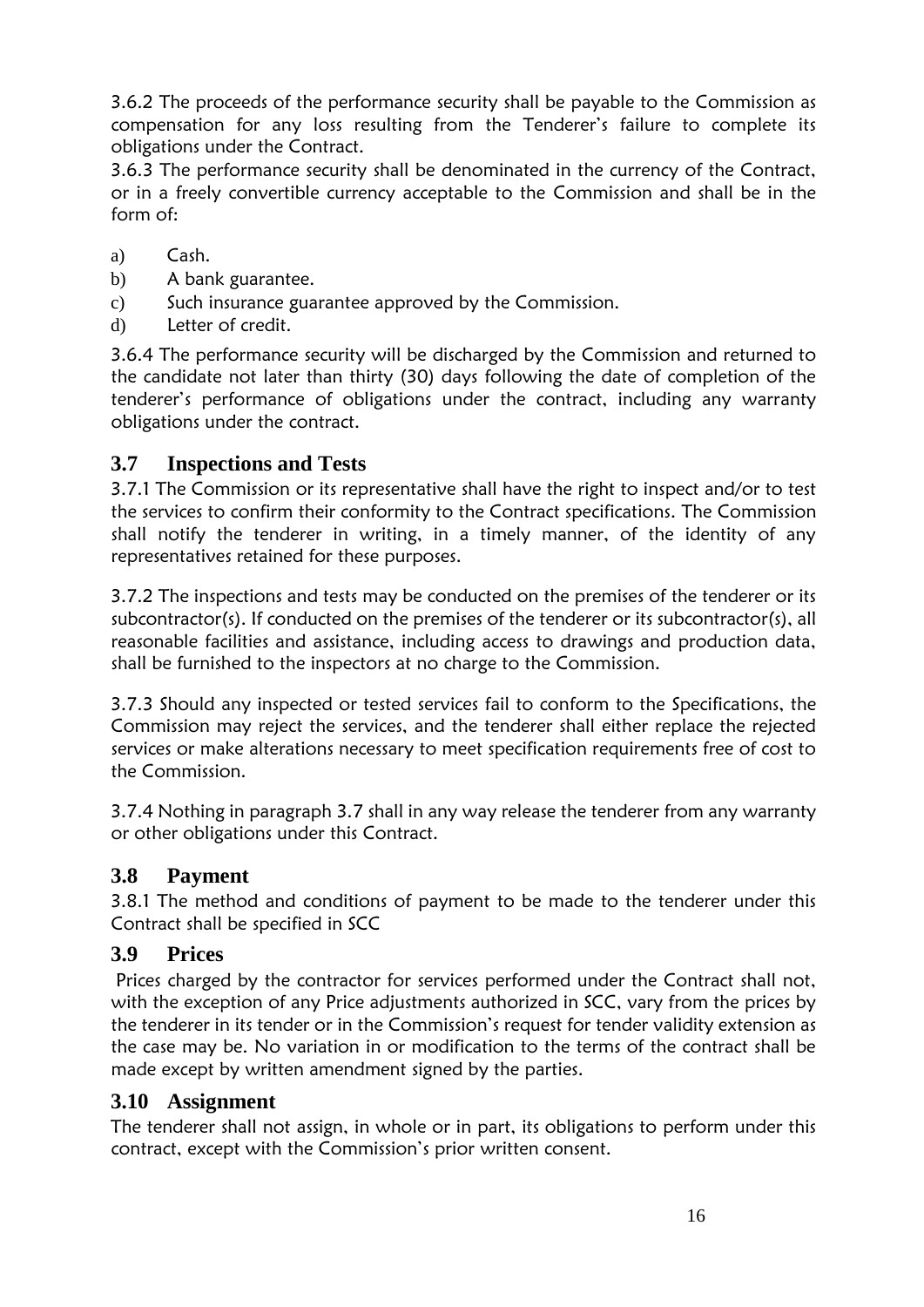3.6.2 The proceeds of the performance security shall be payable to the Commission as compensation for any loss resulting from the Tenderer's failure to complete its obligations under the Contract.

3.6.3 The performance security shall be denominated in the currency of the Contract, or in a freely convertible currency acceptable to the Commission and shall be in the form of:

a) Cash.
b) A bank guarantee.
c) Such insurance guarantee approved by the Commission.
d) Letter of credit.

3.6.4 The performance security will be discharged by the Commission and returned to the candidate not later than thirty (30) days following the date of completion of the tenderer's performance of obligations under the contract, including any warranty obligations under the contract.

## 3.7 Inspections and Tests

3.7.1 The Commission or its representative shall have the right to inspect and/or to test the services to confirm their conformity to the Contract specifications. The Commission shall notify the tenderer in writing, in a timely manner, of the identity of any representatives retained for these purposes.

3.7.2 The inspections and tests may be conducted on the premises of the tenderer or its subcontractor(s). If conducted on the premises of the tenderer or its subcontractor(s), all reasonable facilities and assistance, including access to drawings and production data, shall be furnished to the inspectors at no charge to the Commission.

3.7.3 Should any inspected or tested services fail to conform to the Specifications, the Commission may reject the services, and the tenderer shall either replace the rejected services or make alterations necessary to meet specification requirements free of cost to the Commission.

3.7.4 Nothing in paragraph 3.7 shall in any way release the tenderer from any warranty or other obligations under this Contract.

## 3.8 Payment

3.8.1 The method and conditions of payment to be made to the tenderer under this Contract shall be specified in SCC

## 3.9 Prices

Prices charged by the contractor for services performed under the Contract shall not, with the exception of any Price adjustments authorized in SCC, vary from the prices by the tenderer in its tender or in the Commission's request for tender validity extension as the case may be. No variation in or modification to the terms of the contract shall be made except by written amendment signed by the parties.

## 3.10 Assignment

The tenderer shall not assign, in whole or in part, its obligations to perform under this contract, except with the Commission's prior written consent.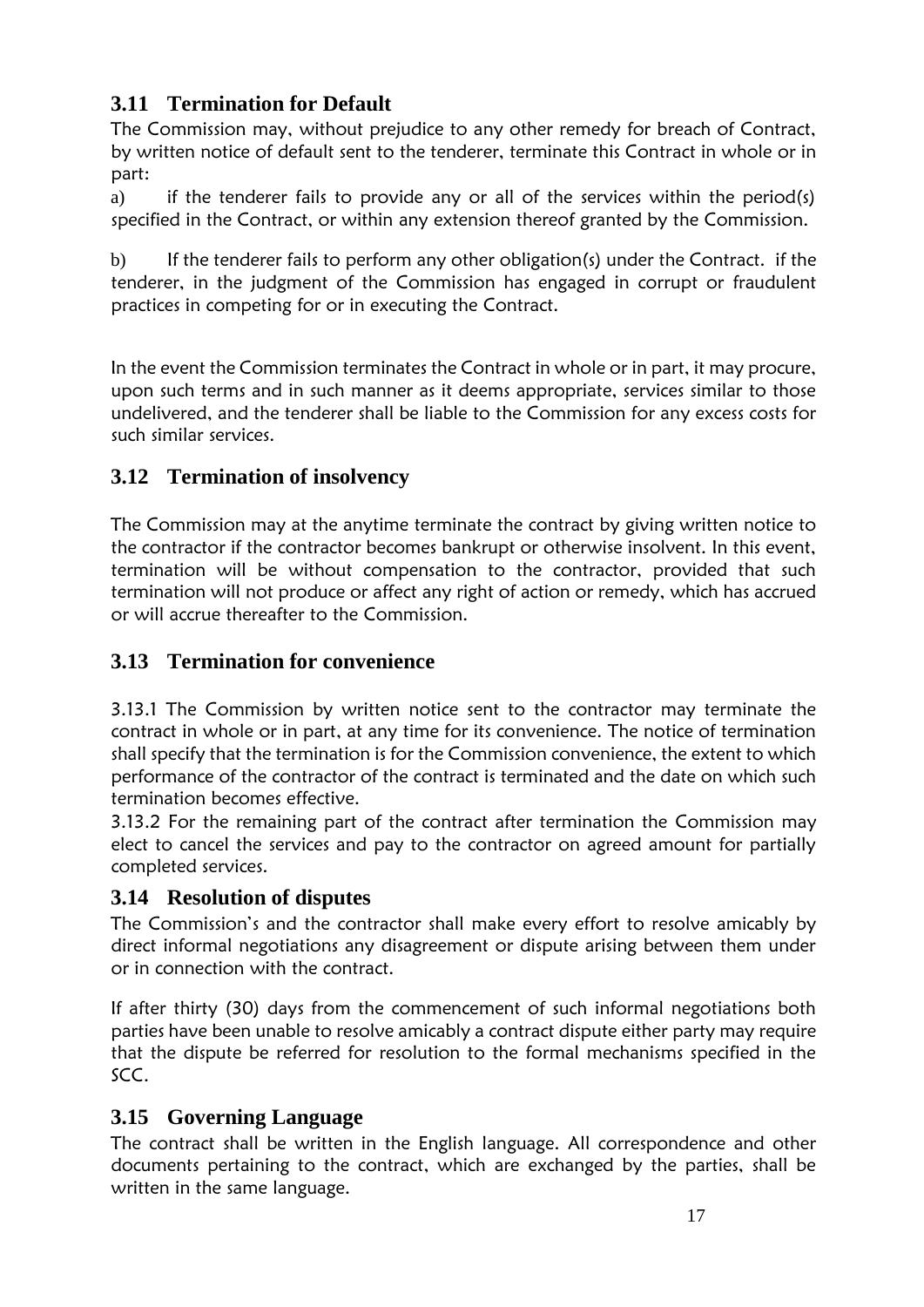## 3.11 Termination for Default

The Commission may, without prejudice to any other remedy for breach of Contract, by written notice of default sent to the tenderer, terminate this Contract in whole or in part:

a) if the tenderer fails to provide any or all of the services within the period(s) specified in the Contract, or within any extension thereof granted by the Commission.

b) If the tenderer fails to perform any other obligation(s) under the Contract. if the tenderer, in the judgment of the Commission has engaged in corrupt or fraudulent practices in competing for or in executing the Contract.

In the event the Commission terminates the Contract in whole or in part, it may procure, upon such terms and in such manner as it deems appropriate, services similar to those undelivered, and the tenderer shall be liable to the Commission for any excess costs for such similar services.

## 3.12 Termination of insolvency

The Commission may at the anytime terminate the contract by giving written notice to the contractor if the contractor becomes bankrupt or otherwise insolvent. In this event, termination will be without compensation to the contractor, provided that such termination will not produce or affect any right of action or remedy, which has accrued or will accrue thereafter to the Commission.

## 3.13 Termination for convenience

3.13.1 The Commission by written notice sent to the contractor may terminate the contract in whole or in part, at any time for its convenience. The notice of termination shall specify that the termination is for the Commission convenience, the extent to which performance of the contractor of the contract is terminated and the date on which such termination becomes effective.

3.13.2 For the remaining part of the contract after termination the Commission may elect to cancel the services and pay to the contractor on agreed amount for partially completed services.

## 3.14 Resolution of disputes

The Commission's and the contractor shall make every effort to resolve amicably by direct informal negotiations any disagreement or dispute arising between them under or in connection with the contract.

If after thirty (30) days from the commencement of such informal negotiations both parties have been unable to resolve amicably a contract dispute either party may require that the dispute be referred for resolution to the formal mechanisms specified in the SCC.

## 3.15 Governing Language

The contract shall be written in the English language. All correspondence and other documents pertaining to the contract, which are exchanged by the parties, shall be written in the same language.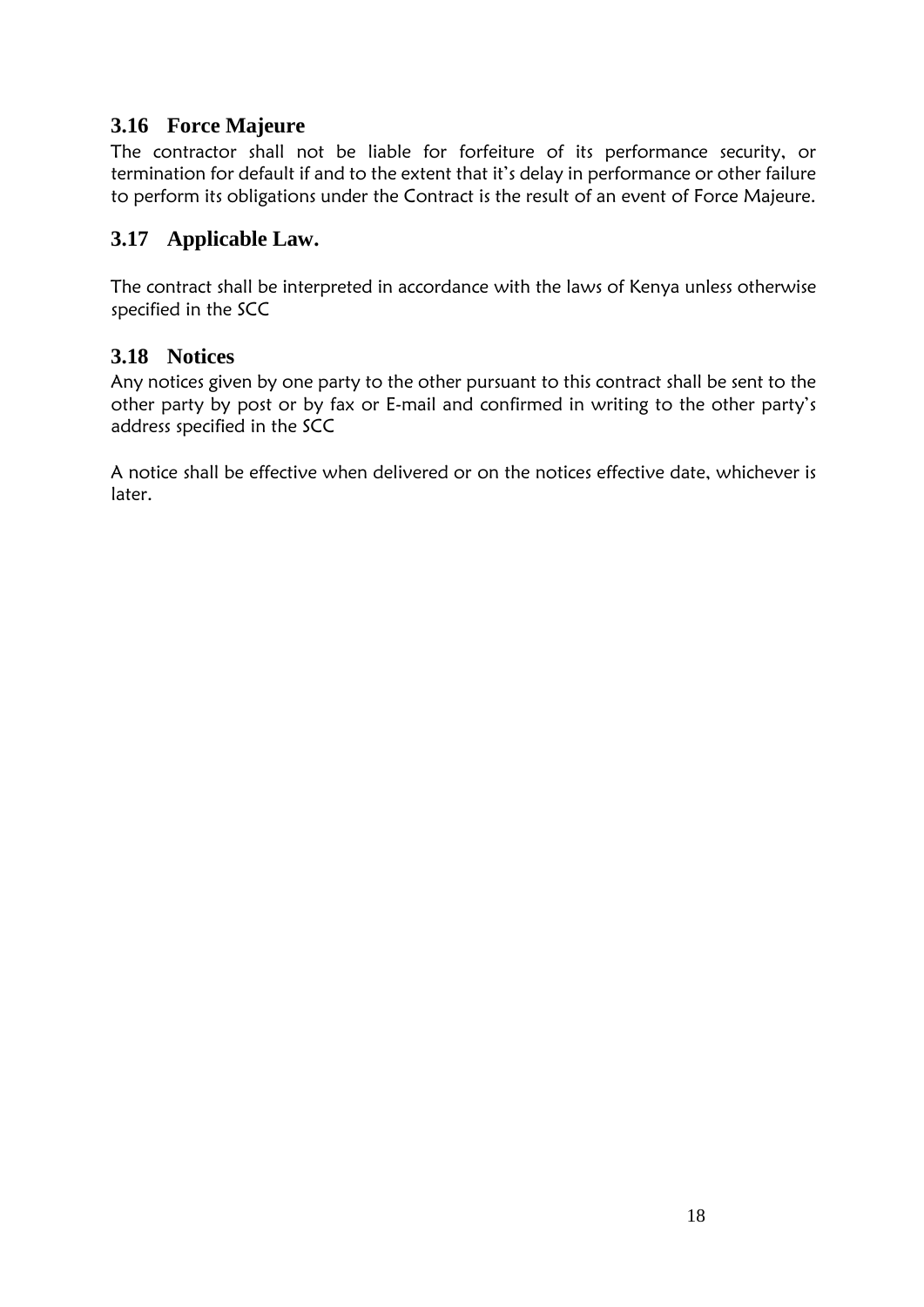## 3.16 Force Majeure

The contractor shall not be liable for forfeiture of its performance security, or termination for default if and to the extent that it's delay in performance or other failure to perform its obligations under the Contract is the result of an event of Force Majeure.

## 3.17 Applicable Law.

The contract shall be interpreted in accordance with the laws of Kenya unless otherwise specified in the SCC

## 3.18 Notices

Any notices given by one party to the other pursuant to this contract shall be sent to the other party by post or by fax or E-mail and confirmed in writing to the other party's address specified in the SCC

A notice shall be effective when delivered or on the notices effective date, whichever is later.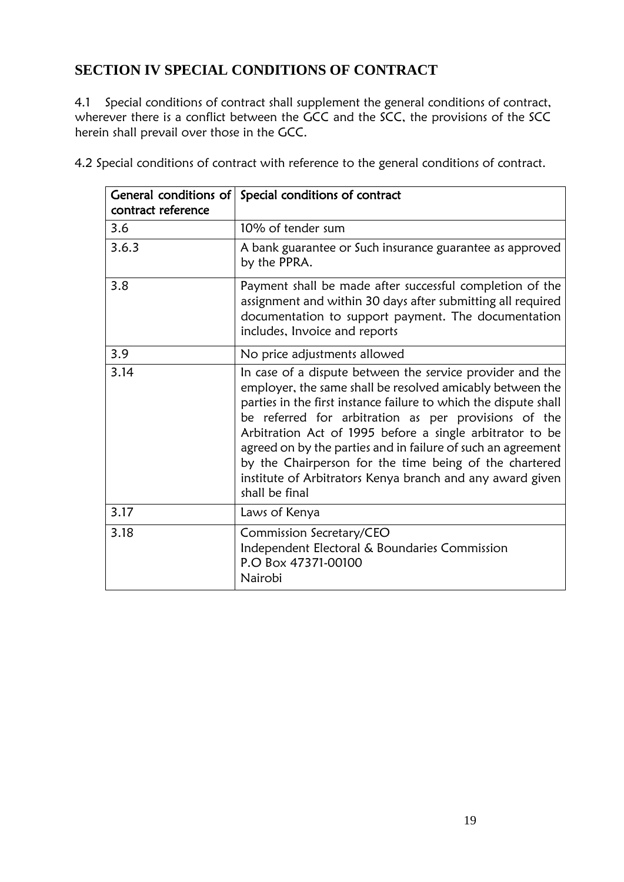## SECTION IV SPECIAL CONDITIONS OF CONTRACT

4.1 Special conditions of contract shall supplement the general conditions of contract, wherever there is a conflict between the GCC and the SCC, the provisions of the SCC herein shall prevail over those in the GCC.

4.2 Special conditions of contract with reference to the general conditions of contract.

| General conditions of contract reference | Special conditions of contract |
|---|---|
| 3.6 | 10% of tender sum |
| 3.6.3 | A bank guarantee or Such insurance guarantee as approved by the PPRA. |
| 3.8 | Payment shall be made after successful completion of the assignment and within 30 days after submitting all required documentation to support payment. The documentation includes, Invoice and reports |
| 3.9 | No price adjustments allowed |
| 3.14 | In case of a dispute between the service provider and the employer, the same shall be resolved amicably between the parties in the first instance failure to which the dispute shall be referred for arbitration as per provisions of the Arbitration Act of 1995 before a single arbitrator to be agreed on by the parties and in failure of such an agreement by the Chairperson for the time being of the chartered institute of Arbitrators Kenya branch and any award given shall be final |
| 3.17 | Laws of Kenya |
| 3.18 | Commission Secretary/CEO<br>Independent Electoral & Boundaries Commission<br>P.O Box 47371-00100<br>Nairobi |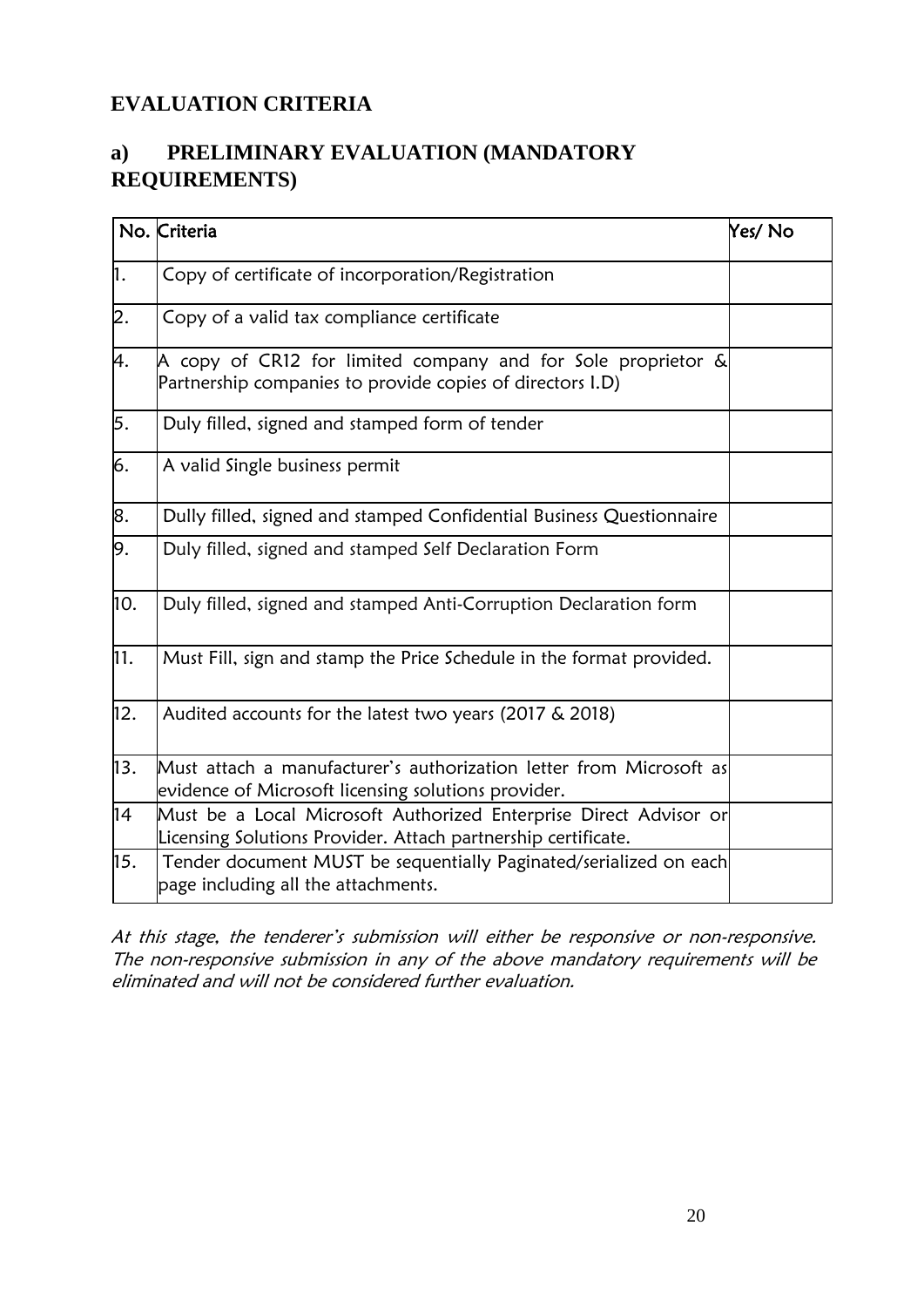## EVALUATION CRITERIA

### a) PRELIMINARY EVALUATION (MANDATORY REQUIREMENTS)

| No. | Criteria | Yes/ No |
|---|---|---|
| 1. | Copy of certificate of incorporation/Registration | |
| 2. | Copy of a valid tax compliance certificate | |
| 4. | A copy of CR12 for limited company and for Sole proprietor & Partnership companies to provide copies of directors I.D) | |
| 5. | Duly filled, signed and stamped form of tender | |
| 6. | A valid Single business permit | |
| 8. | Dully filled, signed and stamped Confidential Business Questionnaire | |
| 9. | Duly filled, signed and stamped Self Declaration Form | |
| 10. | Duly filled, signed and stamped Anti-Corruption Declaration form | |
| 11. | Must Fill, sign and stamp the Price Schedule in the format provided. | |
| 12. | Audited accounts for the latest two years (2017 & 2018) | |
| 13. | Must attach a manufacturer's authorization letter from Microsoft as evidence of Microsoft licensing solutions provider. | |
| 14 | Must be a Local Microsoft Authorized Enterprise Direct Advisor or Licensing Solutions Provider. Attach partnership certificate. | |
| 15. | Tender document MUST be sequentially Paginated/serialized on each page including all the attachments. | |

*At this stage, the tenderer's submission will either be responsive or non-responsive. The non-responsive submission in any of the above mandatory requirements will be eliminated and will not be considered further evaluation.*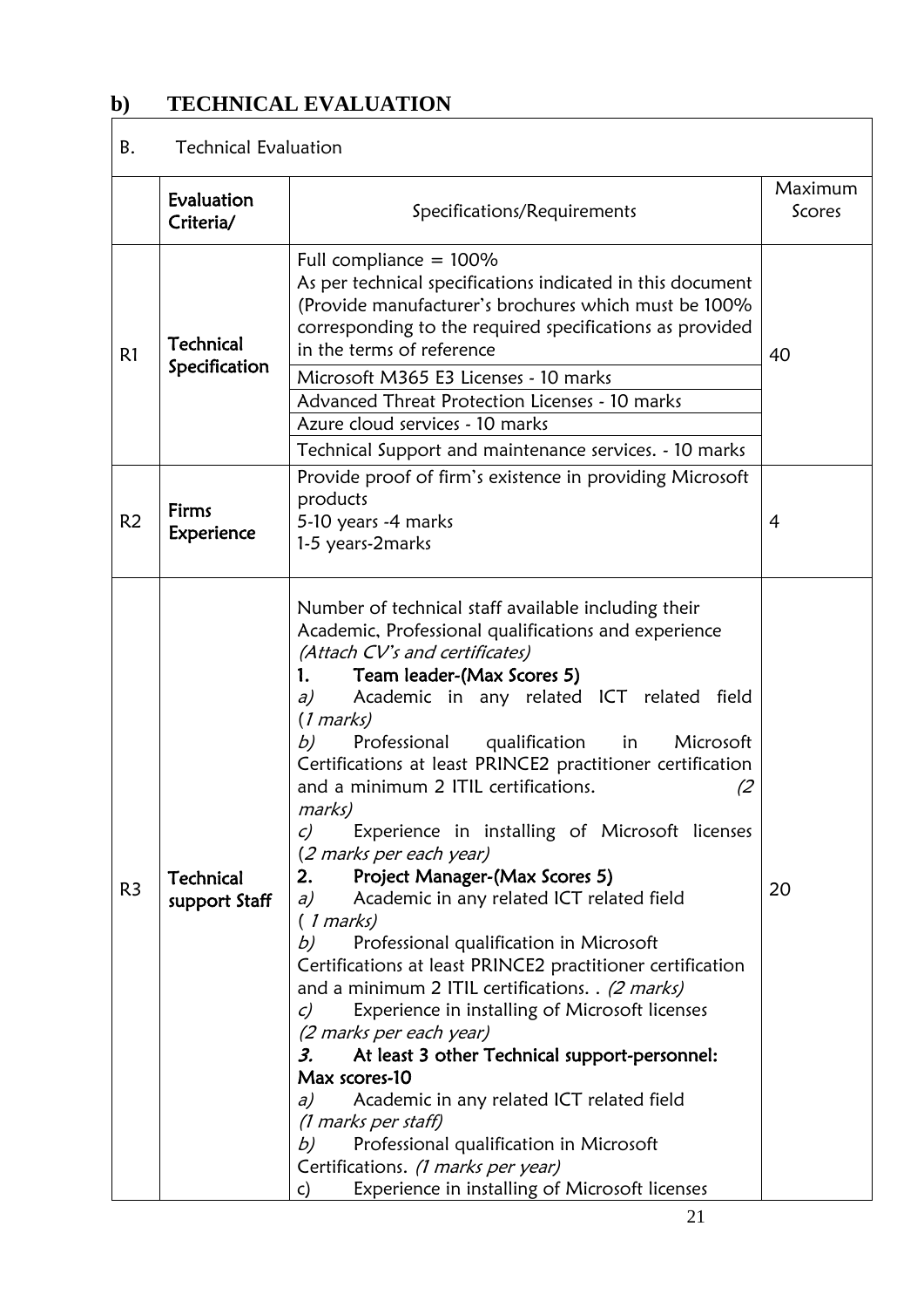## b) TECHNICAL EVALUATION

| B. | Technical Evaluation | | |
|---|---|---|---|
| | **Evaluation Criteria/** | Specifications/Requirements | Maximum Scores |
| R1 | **Technical Specification** | Full compliance = 100%<br>As per technical specifications indicated in this document (Provide manufacturer's brochures which must be 100% corresponding to the required specifications as provided in the terms of reference<br>Microsoft M365 E3 Licenses - 10 marks<br>Advanced Threat Protection Licenses - 10 marks<br>Azure cloud services - 10 marks<br>Technical Support and maintenance services. - 10 marks | 40 |
| R2 | **Firms Experience** | Provide proof of firm's existence in providing Microsoft products<br>5-10 years -4 marks<br>1-5 years-2marks | 4 |
| R3 | **Technical support Staff** | Number of technical staff available including their Academic, Professional qualifications and experience *(Attach CV's and certificates)*<br>**1. Team leader-(Max Scores 5)**<br>*a)* Academic in any related ICT related field (*1 marks)*<br>*b)* Professional qualification in Microsoft Certifications at least PRINCE2 practitioner certification and a minimum 2 ITIL certifications. *(2 marks)*<br>*c)* Experience in installing of Microsoft licenses (*2 marks per each year)*<br>**2. Project Manager-(Max Scores 5)**<br>*a)* Academic in any related ICT related field ( *1 marks)*<br>*b)* Professional qualification in Microsoft Certifications at least PRINCE2 practitioner certification and a minimum 2 ITIL certifications. . *(2 marks)*<br>*c)* Experience in installing of Microsoft licenses *(2 marks per each year)*<br>***3.* At least 3 other Technical support-personnel: Max scores-10**<br>*a)* Academic in any related ICT related field *(1 marks per staff)*<br>*b)* Professional qualification in Microsoft Certifications. *(1 marks per year)*<br>c) Experience in installing of Microsoft licenses | 20 |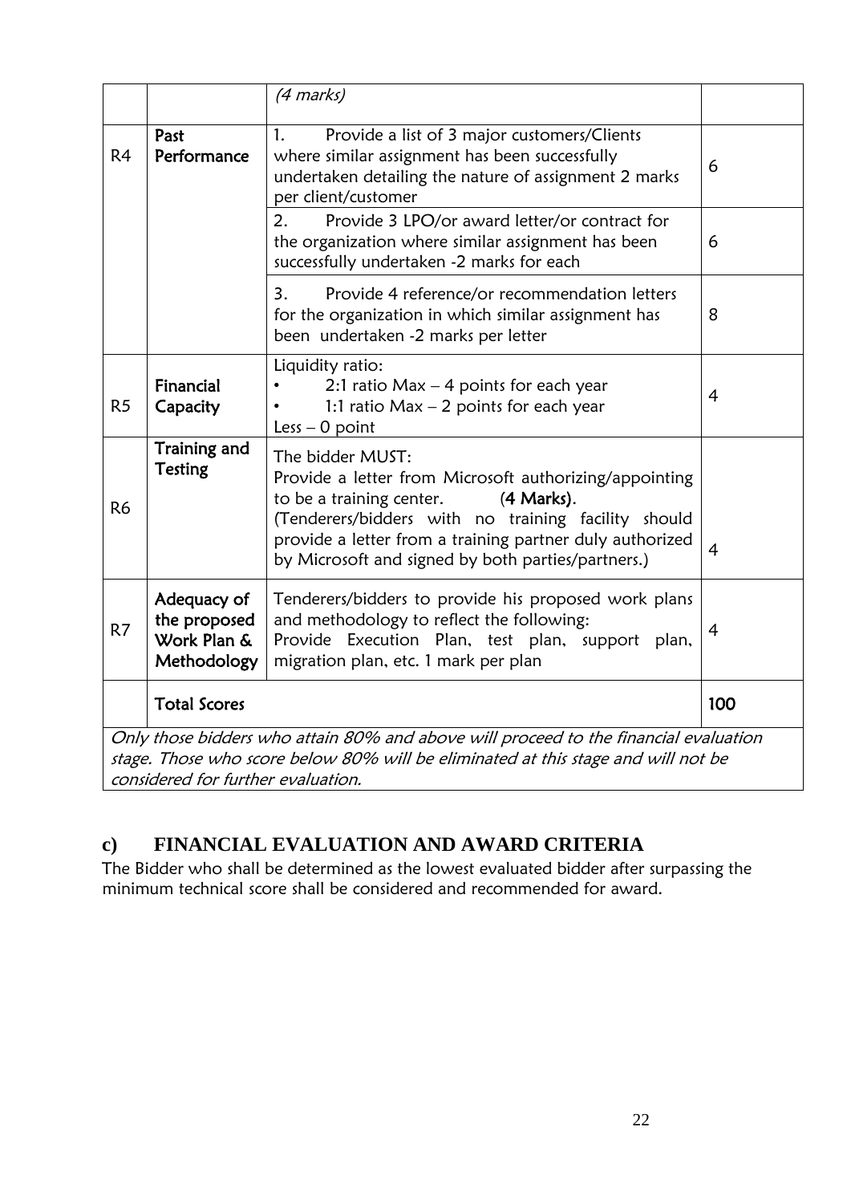|  |  |  |  |
|---|---|---|---|
|  |  | *(4 marks)* |  |
| R4 | **Past Performance** | 1. Provide a list of 3 major customers/Clients where similar assignment has been successfully undertaken detailing the nature of assignment 2 marks per client/customer | 6 |
|  |  | 2. Provide 3 LPO/or award letter/or contract for the organization where similar assignment has been successfully undertaken -2 marks for each | 6 |
|  |  | 3. Provide 4 reference/or recommendation letters for the organization in which similar assignment has been undertaken -2 marks per letter | 8 |
| R5 | **Financial Capacity** | Liquidity ratio:<br>• 2:1 ratio Max – 4 points for each year<br>• 1:1 ratio Max – 2 points for each year<br>Less – 0 point | 4 |
| R6 | **Training and Testing** | The bidder MUST:<br>Provide a letter from Microsoft authorizing/appointing to be a training center. **(4 Marks)**.<br>(Tenderers/bidders with no training facility should provide a letter from a training partner duly authorized by Microsoft and signed by both parties/partners.) | 4 |
| R7 | **Adequacy of the proposed Work Plan & Methodology** | Tenderers/bidders to provide his proposed work plans and methodology to reflect the following:<br>Provide Execution Plan, test plan, support plan, migration plan, etc. 1 mark per plan | 4 |
|  | **Total Scores** |  | **100** |

*Only those bidders who attain 80% and above will proceed to the financial evaluation stage. Those who score below 80% will be eliminated at this stage and will not be considered for further evaluation.*

## c) FINANCIAL EVALUATION AND AWARD CRITERIA

The Bidder who shall be determined as the lowest evaluated bidder after surpassing the minimum technical score shall be considered and recommended for award.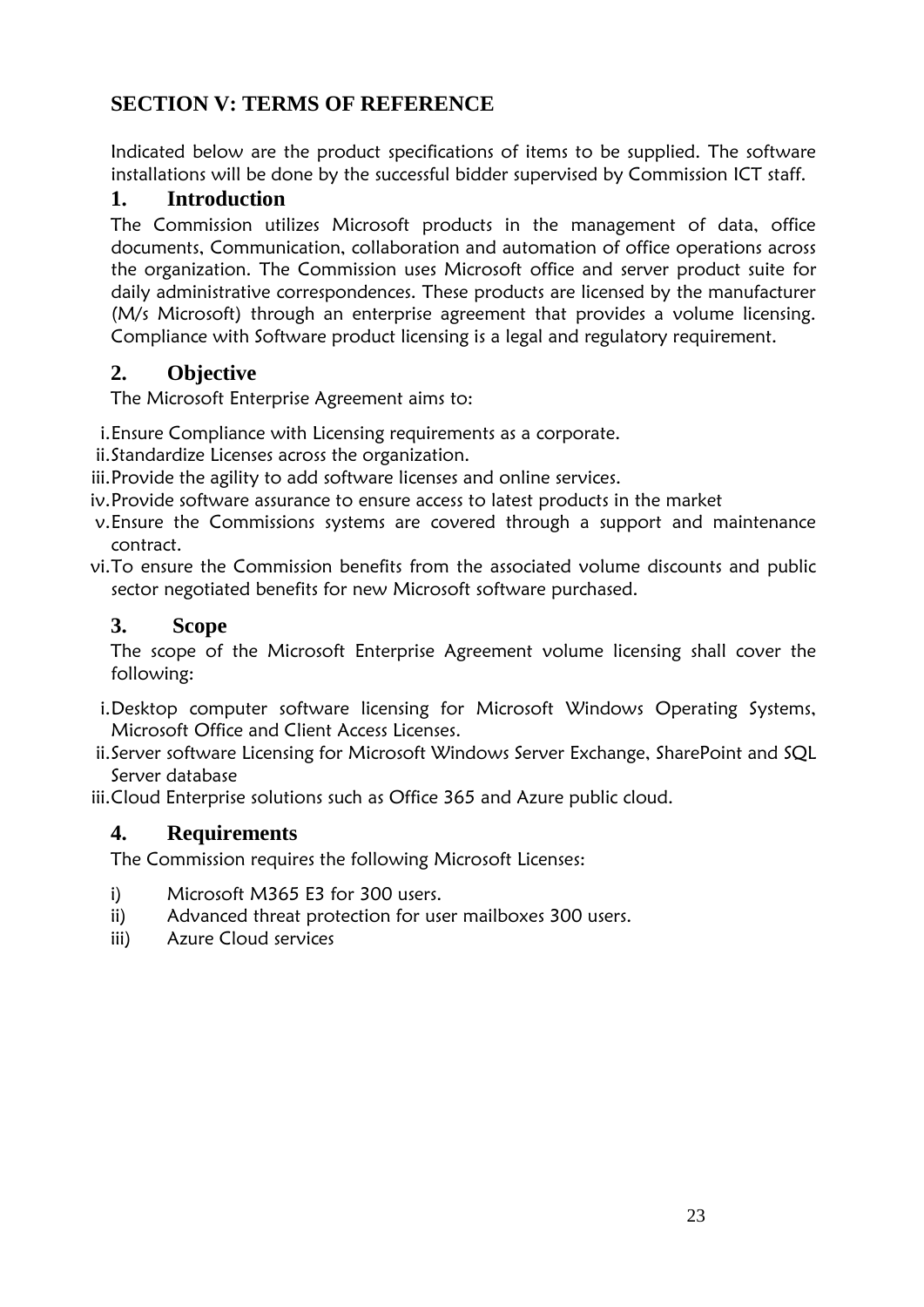# SECTION V: TERMS OF REFERENCE

Indicated below are the product specifications of items to be supplied. The software installations will be done by the successful bidder supervised by Commission ICT staff.

## 1. Introduction

The Commission utilizes Microsoft products in the management of data, office documents, Communication, collaboration and automation of office operations across the organization. The Commission uses Microsoft office and server product suite for daily administrative correspondences. These products are licensed by the manufacturer (M/s Microsoft) through an enterprise agreement that provides a volume licensing. Compliance with Software product licensing is a legal and regulatory requirement.

## 2. Objective

The Microsoft Enterprise Agreement aims to:

i. Ensure Compliance with Licensing requirements as a corporate.
ii. Standardize Licenses across the organization.
iii. Provide the agility to add software licenses and online services.
iv. Provide software assurance to ensure access to latest products in the market
v. Ensure the Commissions systems are covered through a support and maintenance contract.
vi. To ensure the Commission benefits from the associated volume discounts and public sector negotiated benefits for new Microsoft software purchased.

## 3. Scope

The scope of the Microsoft Enterprise Agreement volume licensing shall cover the following:

i. Desktop computer software licensing for Microsoft Windows Operating Systems, Microsoft Office and Client Access Licenses.
ii. Server software Licensing for Microsoft Windows Server Exchange, SharePoint and SQL Server database
iii. Cloud Enterprise solutions such as Office 365 and Azure public cloud.

## 4. Requirements

The Commission requires the following Microsoft Licenses:

i) Microsoft M365 E3 for 300 users.
ii) Advanced threat protection for user mailboxes 300 users.
iii) Azure Cloud services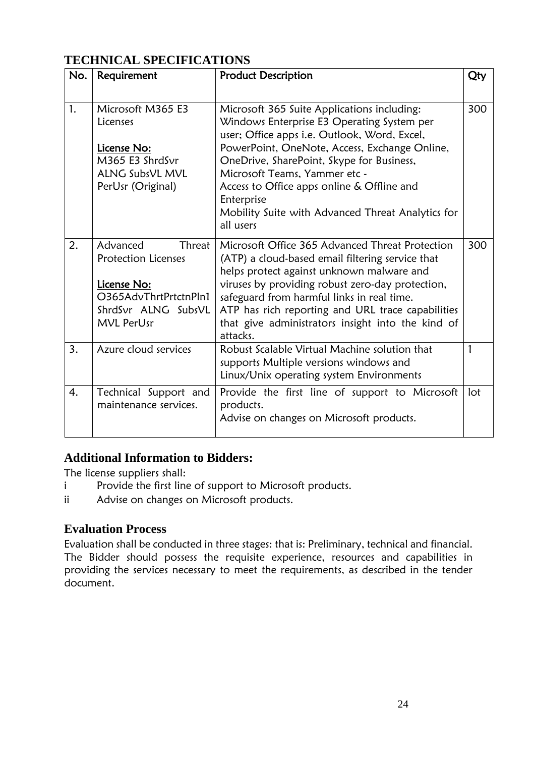## TECHNICAL SPECIFICATIONS

| No. | Requirement | Product Description | Qty |
|---|---|---|---|
| 1. | Microsoft M365 E3 Licenses<br><br>License No:<br>M365 E3 ShrdSvr ALNG SubsVL MVL PerUsr (Original) | Microsoft 365 Suite Applications including: Windows Enterprise E3 Operating System per user; Office apps i.e. Outlook, Word, Excel, PowerPoint, OneNote, Access, Exchange Online, OneDrive, SharePoint, Skype for Business, Microsoft Teams, Yammer etc -<br>Access to Office apps online & Offline and Enterprise<br>Mobility Suite with Advanced Threat Analytics for all users | 300 |
| 2. | Advanced Threat Protection Licenses<br><br>License No:<br>O365AdvThrtPrtctnPln1 ShrdSvr ALNG SubsVL MVL PerUsr | Microsoft Office 365 Advanced Threat Protection (ATP) a cloud-based email filtering service that helps protect against unknown malware and viruses by providing robust zero-day protection, safeguard from harmful links in real time.<br>ATP has rich reporting and URL trace capabilities that give administrators insight into the kind of attacks. | 300 |
| 3. | Azure cloud services | Robust Scalable Virtual Machine solution that supports Multiple versions windows and Linux/Unix operating system Environments | 1 |
| 4. | Technical Support and maintenance services. | Provide the first line of support to Microsoft products.<br>Advise on changes on Microsoft products. | lot |

## Additional Information to Bidders:

The license suppliers shall:

i Provide the first line of support to Microsoft products.

ii Advise on changes on Microsoft products.

## Evaluation Process

Evaluation shall be conducted in three stages: that is: Preliminary, technical and financial. The Bidder should possess the requisite experience, resources and capabilities in providing the services necessary to meet the requirements, as described in the tender document.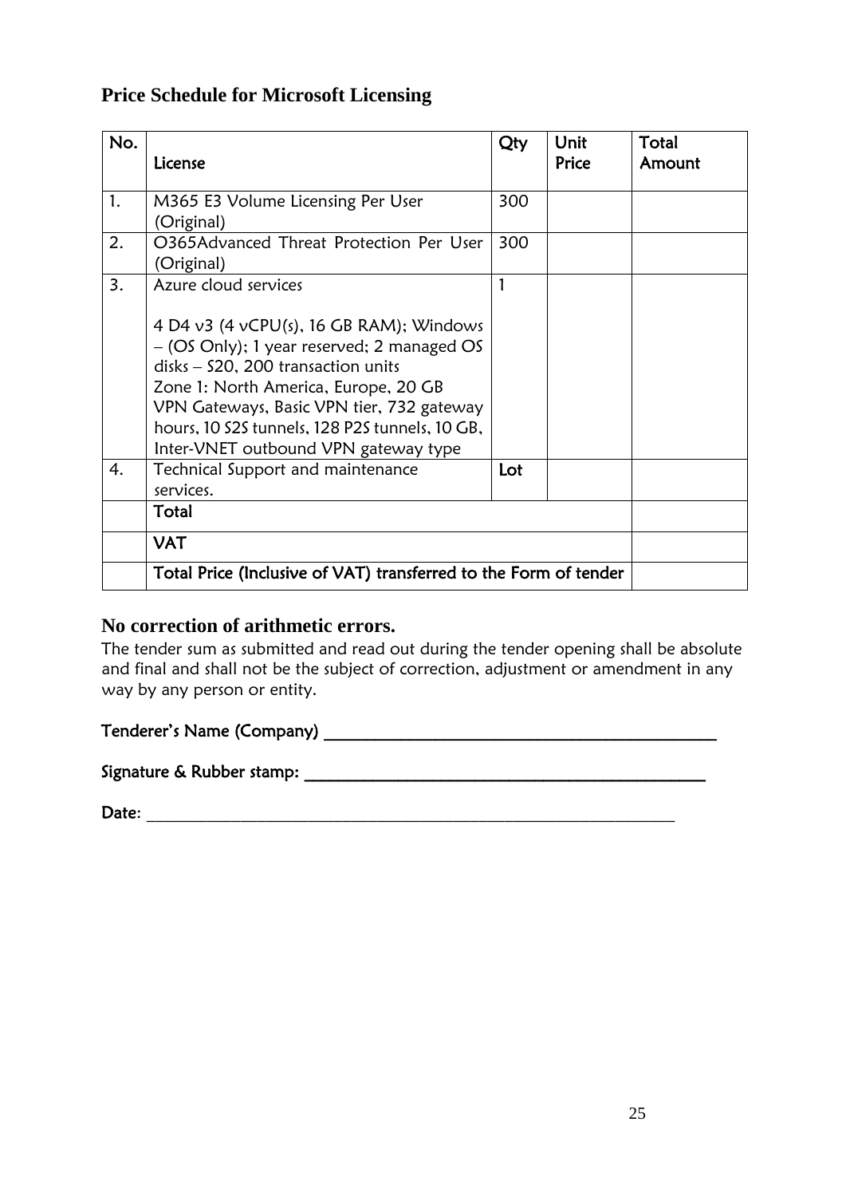## Price Schedule for Microsoft Licensing

| No. | License | Qty | Unit Price | Total Amount |
|---|---|---|---|---|
| 1. | M365 E3 Volume Licensing Per User (Original) | 300 | | |
| 2. | O365Advanced Threat Protection Per User (Original) | 300 | | |
| 3. | Azure cloud services<br><br>4 D4 v3 (4 vCPU(s), 16 GB RAM); Windows – (OS Only); 1 year reserved; 2 managed OS disks – S20, 200 transaction units<br>Zone 1: North America, Europe, 20 GB<br>VPN Gateways, Basic VPN tier, 732 gateway hours, 10 S2S tunnels, 128 P2S tunnels, 10 GB, Inter-VNET outbound VPN gateway type | 1 | | |
| 4. | Technical Support and maintenance services. | **Lot** | | |
| | **Total** | | | |
| | **VAT** | | | |
| | **Total Price (Inclusive of VAT) transferred to the Form of tender** | | | |

### No correction of arithmetic errors.

The tender sum as submitted and read out during the tender opening shall be absolute and final and shall not be the subject of correction, adjustment or amendment in any way by any person or entity.

**Tenderer's Name (Company)** ____________________________________________

**Signature & Rubber stamp:** ____________________________________________

**Date**: ____________________________________________________________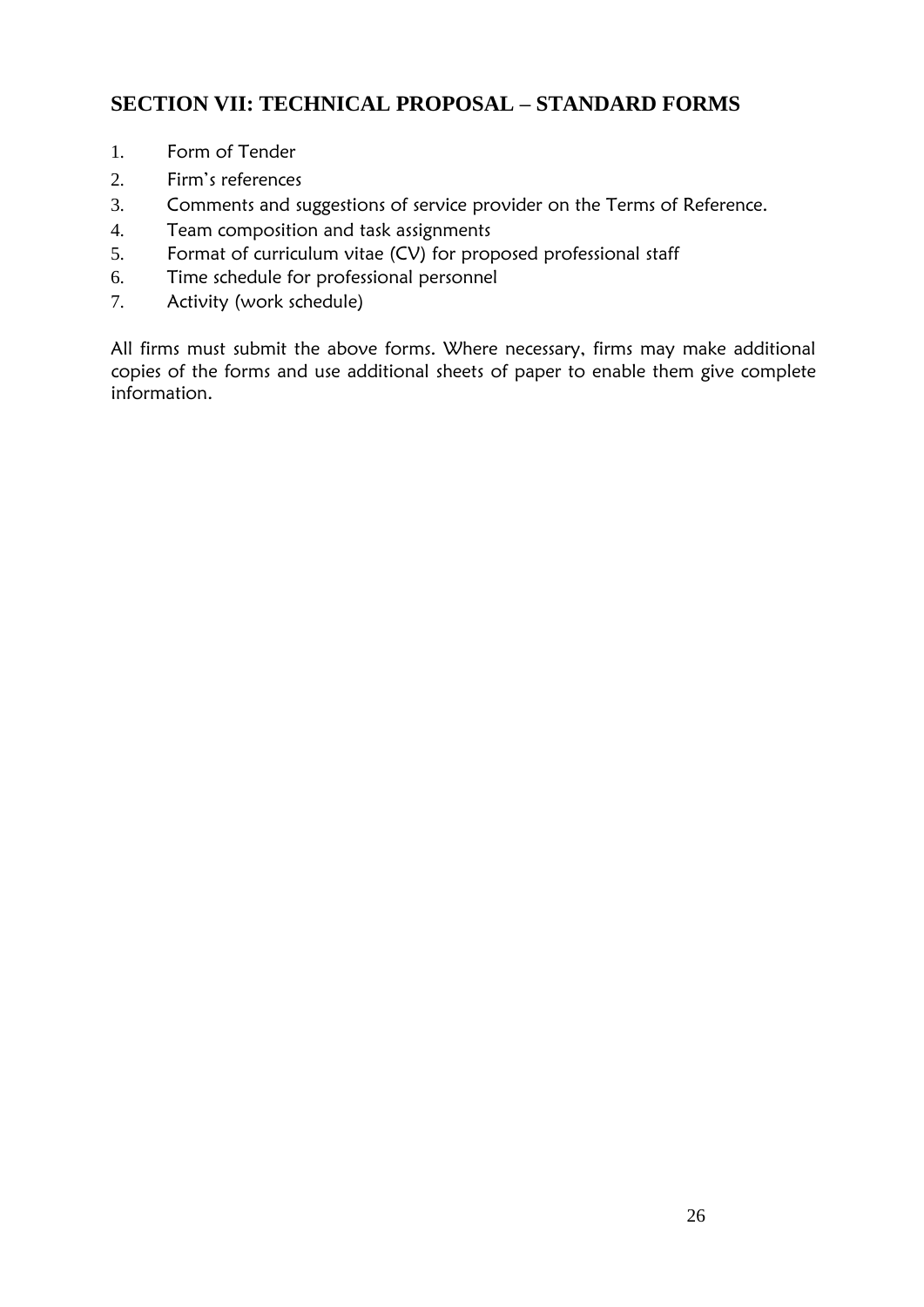## SECTION VII: TECHNICAL PROPOSAL – STANDARD FORMS

1. Form of Tender
2. Firm's references
3. Comments and suggestions of service provider on the Terms of Reference.
4. Team composition and task assignments
5. Format of curriculum vitae (CV) for proposed professional staff
6. Time schedule for professional personnel
7. Activity (work schedule)

All firms must submit the above forms. Where necessary, firms may make additional copies of the forms and use additional sheets of paper to enable them give complete information.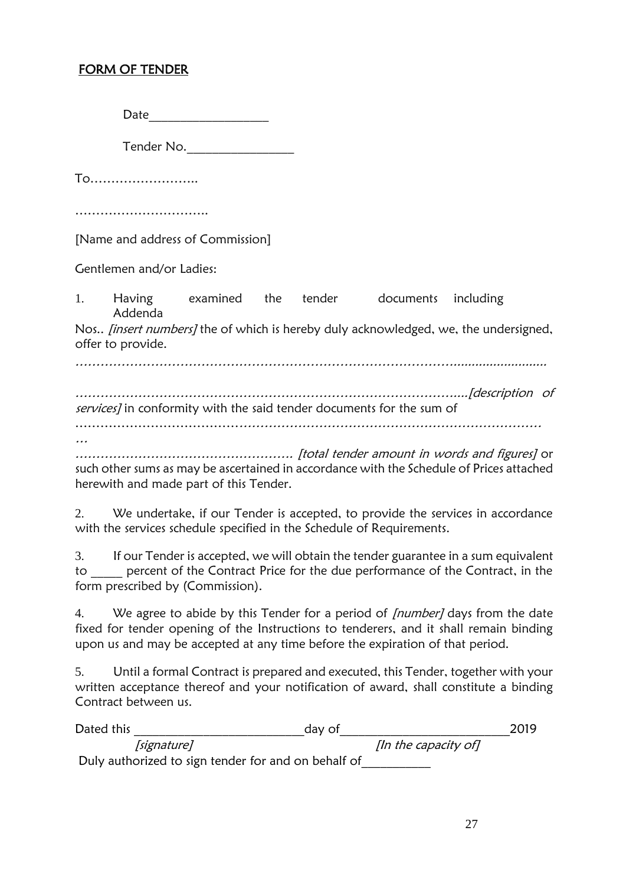## FORM OF TENDER

Date___________________

Tender No._________________

To……………………..

…………………………..

[Name and address of Commission]

Gentlemen and/or Ladies:

1. Having examined the tender documents including Addenda

Nos.. *[insert numbers]* the of which is hereby duly acknowledged, we, the undersigned, offer to provide.

*…………………………………………………………………………………….........................*

*……………………………………………………………………………………..[description of services]* in conformity with the said tender documents for the sum of

*…………………………………………………………………………………………………………*

*…*

*………………………………………………. [total tender amount in words and figures]* or such other sums as may be ascertained in accordance with the Schedule of Prices attached herewith and made part of this Tender.

2. We undertake, if our Tender is accepted, to provide the services in accordance with the services schedule specified in the Schedule of Requirements.

3. If our Tender is accepted, we will obtain the tender guarantee in a sum equivalent to _____ percent of the Contract Price for the due performance of the Contract, in the form prescribed by (Commission).

4. We agree to abide by this Tender for a period of *[number]* days from the date fixed for tender opening of the Instructions to tenderers, and it shall remain binding upon us and may be accepted at any time before the expiration of that period.

5. Until a formal Contract is prepared and executed, this Tender, together with your written acceptance thereof and your notification of award, shall constitute a binding Contract between us.

Dated this ___________________________day of___________________________2019

*[signature]* *[In the capacity of]*

Duly authorized to sign tender for and on behalf of___________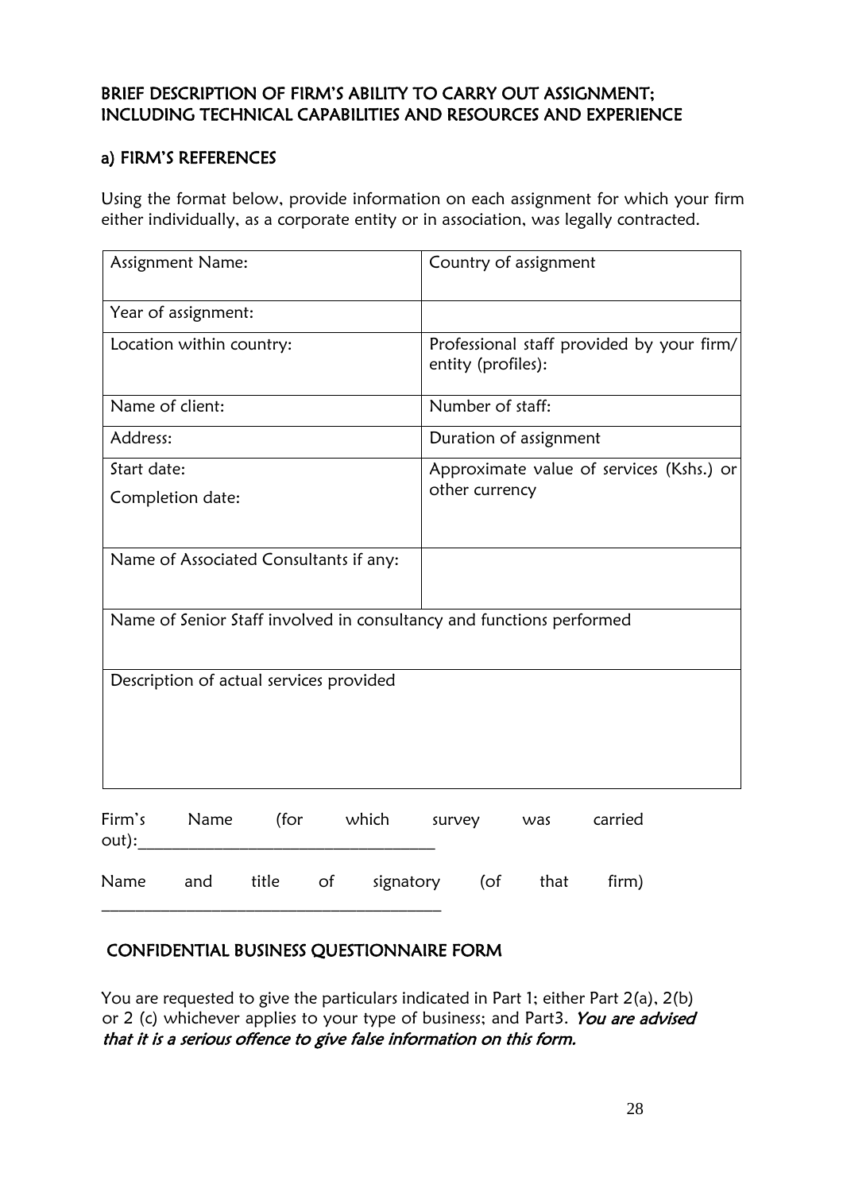## BRIEF DESCRIPTION OF FIRM'S ABILITY TO CARRY OUT ASSIGNMENT; INCLUDING TECHNICAL CAPABILITIES AND RESOURCES AND EXPERIENCE

### a) FIRM'S REFERENCES

Using the format below, provide information on each assignment for which your firm either individually, as a corporate entity or in association, was legally contracted.

| Assignment Name: | Country of assignment |
|---|---|
| Year of assignment: | |
| Location within country: | Professional staff provided by your firm/ entity (profiles): |
| Name of client: | Number of staff: |
| Address: | Duration of assignment |
| Start date:<br>Completion date: | Approximate value of services (Kshs.) or other currency |
| Name of Associated Consultants if any: | |
| Name of Senior Staff involved in consultancy and functions performed | |
| Description of actual services provided | |

Firm's Name (for which survey was carried out):___________________________________

Name and title of signatory (of that firm) ________________________________________

## CONFIDENTIAL BUSINESS QUESTIONNAIRE FORM

You are requested to give the particulars indicated in Part 1; either Part 2(a), 2(b) or 2 (c) whichever applies to your type of business; and Part3. ***You are advised that it is a serious offence to give false information on this form.***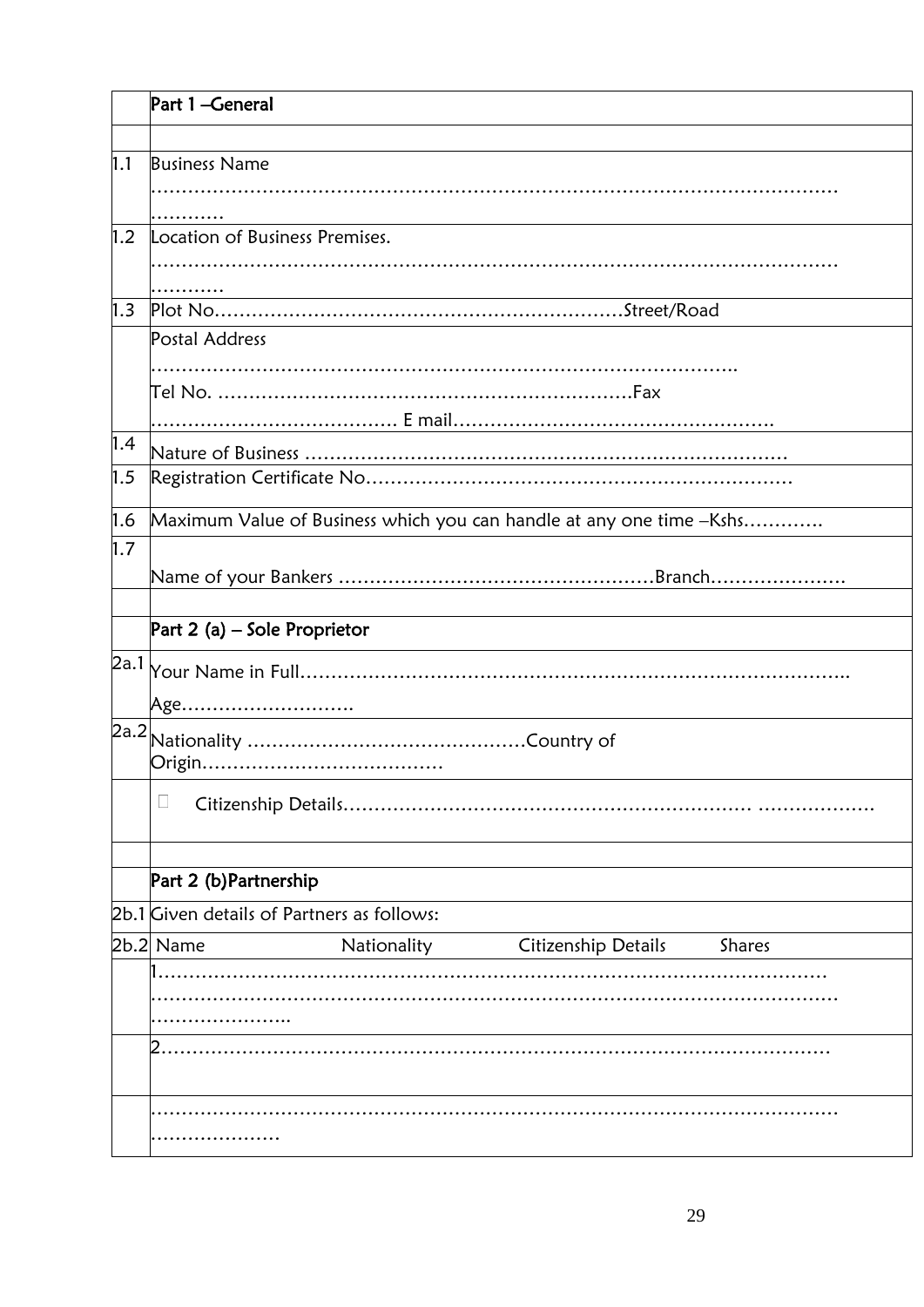|  | Part 1 –General |
|---|---|
|  |  |
| 1.1 | Business Name<br>……………………………………………………………………………………………………<br>………… |
| 1.2 | Location of Business Premises.<br>……………………………………………………………………………………………………<br>………… |
| 1.3 | Plot No…………………………………………………………Street/Road |
|  | Postal Address<br>……………………………………………………………………………………..<br>Tel No. …………………………………………………………Fax<br>………………………………… E mail…………………………………………… |
| 1.4 | Nature of Business …………………………………………………………………… |
| 1.5 | Registration Certificate No………………………………………………………… |
| 1.6 | Maximum Value of Business which you can handle at any one time –Kshs…………. |
| 1.7 | Name of your Bankers ……………………………………………Branch…………………. |
|  |  |
|  | Part 2 (a) – Sole Proprietor |
| 2a.1 | Your Name in Full……………………………………………………………………..<br>Age………………………. |
| 2a.2 | Nationality ………………………………………Country of Origin………………………………… |
|  | Citizenship Details………………………………………………………… ………………. |
|  |  |
|  | Part 2 (b)Partnership |
| 2b.1 | Given details of Partners as follows: |
| 2b.2 | Name                    Nationality              Citizenship Details          Shares |
|  | 1…………………………………………………………………………………………<br>……………………………………………………………………………………………………<br>………………….. |
|  | 2………………………………………………………………………………………… |
|  | ……………………………………………………………………………………………………<br>………………… |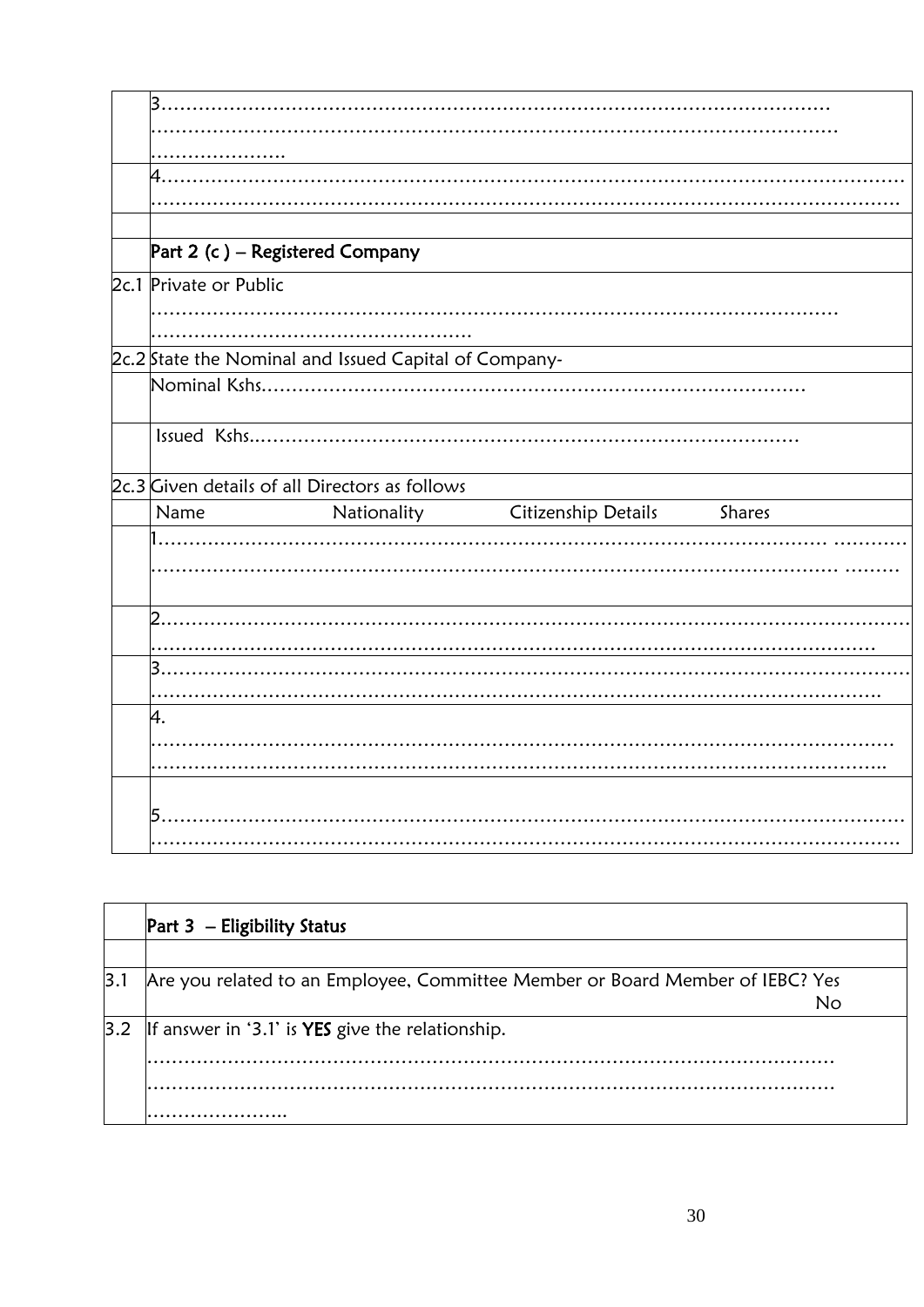|  |  |
|---|---|
|  | 3………………………………………………………………………………………………… ………………………………………………………………………………………………… …………………. |
|  | 4…………………………………………………………………………………………………… ………………………………………………………………………………………………….. |
|  |  |
|  | **Part 2 (c ) – Registered Company** |
| 2c.1 | Private or Public ………………………………………………………………………………………………… ……………………………………………. |
| 2c.2 | State the Nominal and Issued Capital of Company- |
|  | Nominal Kshs.…………………………………………………………………………… |
|  | Issued Kshs..…………………………………………………………………………… |
| 2c.3 | Given details of all Directors as follows |
|  | Name Nationality Citizenship Details Shares |
|  | 1…………………………………………………………………………………………… ……….. ………………………………………………………………………………………… ……… |
|  | 2…………………………………………………………………………………………………… ………………………………………………………………………………………………… |
|  | 3…………………………………………………………………………………………………… ……………………………………………………………………………………………….. |
|  | 4. ………………………………………………………………………………………………… ………………………………………………………………………………………………….. |
|  | 5…………………………………………………………………………………………………… ………………………………………………………………………………………………… |

|  |  |
|---|---|
|  | **Part 3 – Eligibility Status** |
|  |  |
| 3.1 | Are you related to an Employee, Committee Member or Board Member of IEBC? Yes No |
| 3.2 | If answer in '3.1' is **YES** give the relationship. ………………………………………………………………………………………………… ………………………………………………………………………………………………… ………………….. |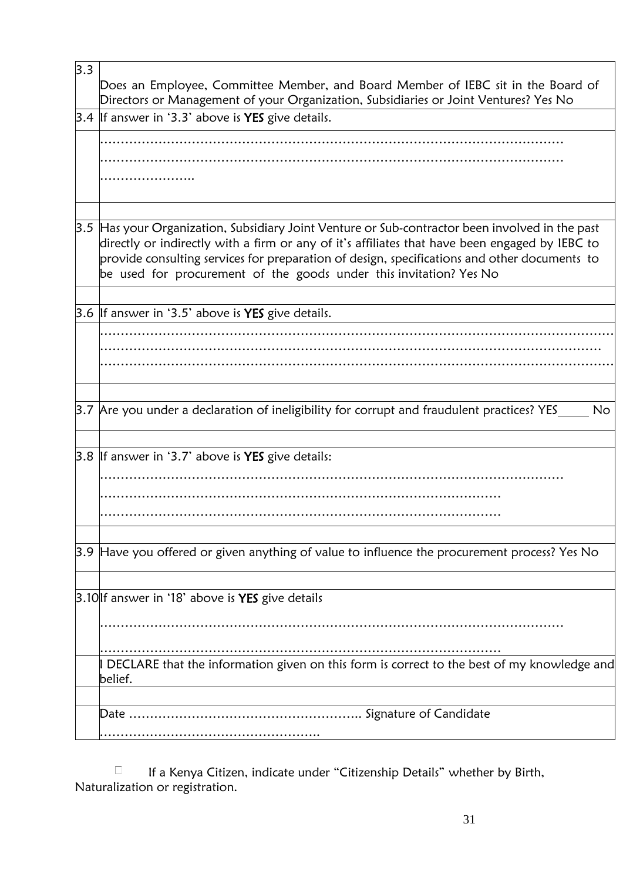| | |
|---|---|
| 3.3 | Does an Employee, Committee Member, and Board Member of IEBC sit in the Board of Directors or Management of your Organization, Subsidiaries or Joint Ventures? Yes No |
| 3.4 | If answer in '3.3' above is **YES** give details. |
| | ………………………………………………………………………………………………… ………………………………………………………………………………………………… ………………….. |
| | |
| 3.5 | Has your Organization, Subsidiary Joint Venture or Sub-contractor been involved in the past directly or indirectly with a firm or any of it's affiliates that have been engaged by IEBC to provide consulting services for preparation of design, specifications and other documents to be used for procurement of the goods under this invitation? Yes No |
| | |
| 3.6 | If answer in '3.5' above is **YES** give details. |
| | ……………………………………………………………………………………………………… …………………………………………………………………………………………………… ……………………………………………………………………………………………………… |
| | |
| 3.7 | Are you under a declaration of ineligibility for corrupt and fraudulent practices? YES_____ No |
| | |
| 3.8 | If answer in '3.7' above is **YES** give details: ………………………………………………………………………………………………… ……………………………………………………………………………………… ……………………………………………………………………………………… |
| | |
| 3.9 | Have you offered or given anything of value to influence the procurement process? Yes No |
| | |
| 3.10 | If answer in '18' above is **YES** give details ………………………………………………………………………………………………… ……………………………………………………………………………………… |
| | I DECLARE that the information given on this form is correct to the best of my knowledge and belief. |
| | |
| | Date ……………………………………………….. Signature of Candidate …………………………………………….. |

If a Kenya Citizen, indicate under "Citizenship Details" whether by Birth, Naturalization or registration.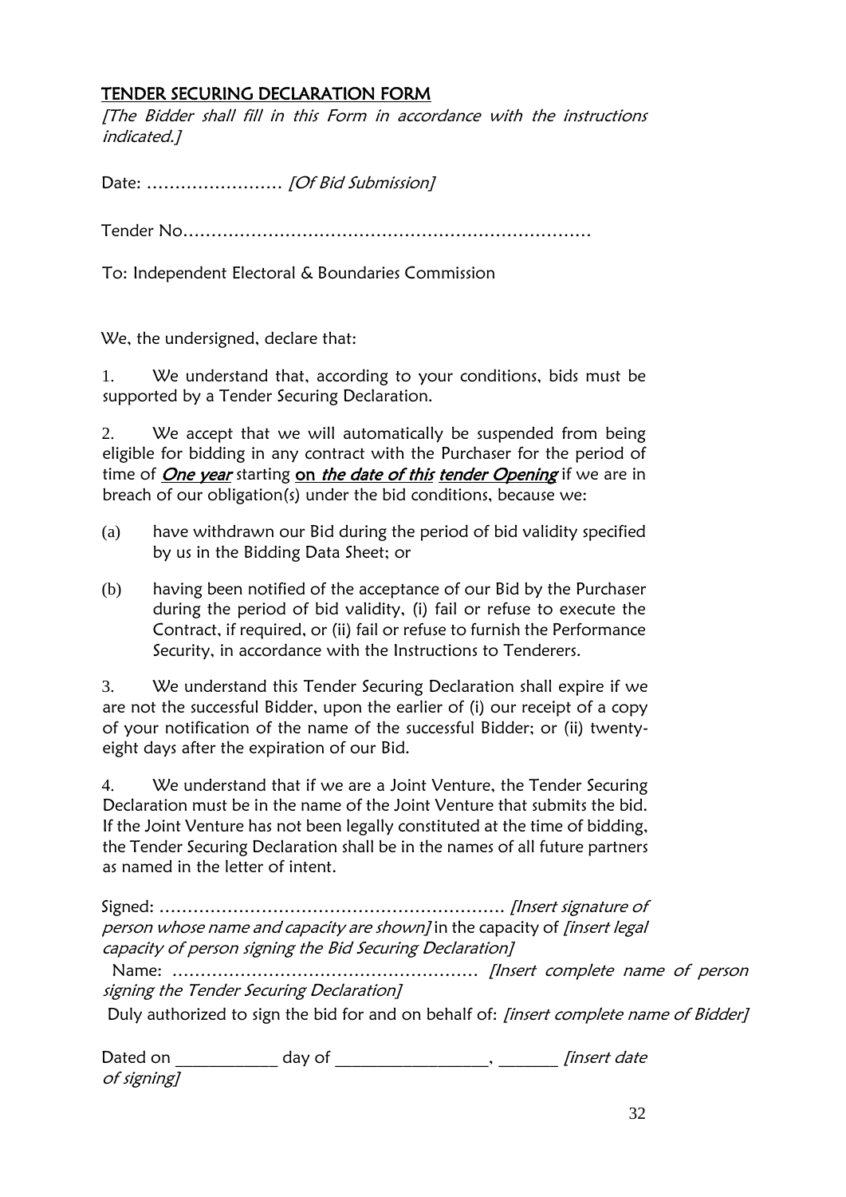## TENDER SECURING DECLARATION FORM

*[The Bidder shall fill in this Form in accordance with the instructions indicated.]*

Date: …………………… *[Of Bid Submission]*

Tender No…………………………………………………………….

To: Independent Electoral & Boundaries Commission

We, the undersigned, declare that:

1. We understand that, according to your conditions, bids must be supported by a Tender Securing Declaration.

2. We accept that we will automatically be suspended from being eligible for bidding in any contract with the Purchaser for the period of time of ***One year*** starting **on *the date of this* *tender Opening*** if we are in breach of our obligation(s) under the bid conditions, because we:

(a) have withdrawn our Bid during the period of bid validity specified by us in the Bidding Data Sheet; or

(b) having been notified of the acceptance of our Bid by the Purchaser during the period of bid validity, (i) fail or refuse to execute the Contract, if required, or (ii) fail or refuse to furnish the Performance Security, in accordance with the Instructions to Tenderers.

3. We understand this Tender Securing Declaration shall expire if we are not the successful Bidder, upon the earlier of (i) our receipt of a copy of your notification of the name of the successful Bidder; or (ii) twenty-eight days after the expiration of our Bid.

4. We understand that if we are a Joint Venture, the Tender Securing Declaration must be in the name of the Joint Venture that submits the bid. If the Joint Venture has not been legally constituted at the time of bidding, the Tender Securing Declaration shall be in the names of all future partners as named in the letter of intent.

Signed: ……………………………………………………. *[Insert signature of person whose name and capacity are shown]* in the capacity of *[insert legal capacity of person signing the Bid Securing Declaration]*

Name: ……………………………………………… *[Insert complete name of person signing the Tender Securing Declaration]*

Duly authorized to sign the bid for and on behalf of: *[insert complete name of Bidder]*

Dated on ___________ day of ________________, ______ *[insert date of signing]*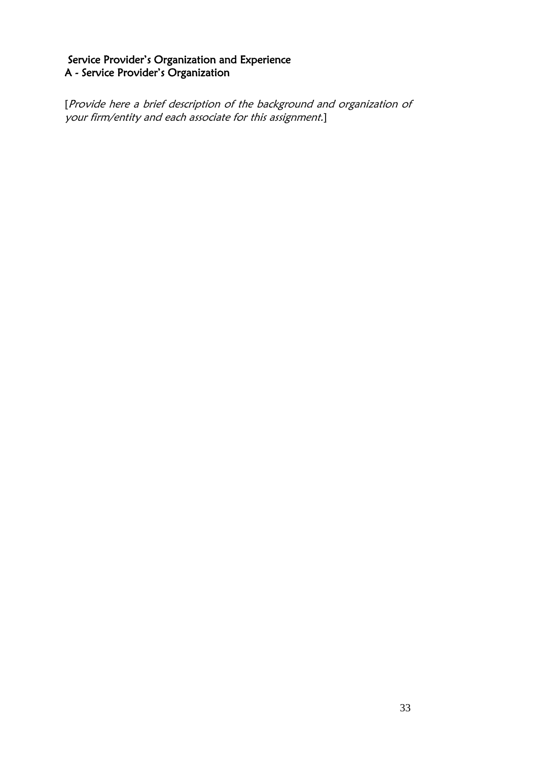## Service Provider's Organization and Experience

### A - Service Provider's Organization

[*Provide here a brief description of the background and organization of your firm/entity and each associate for this assignment.*]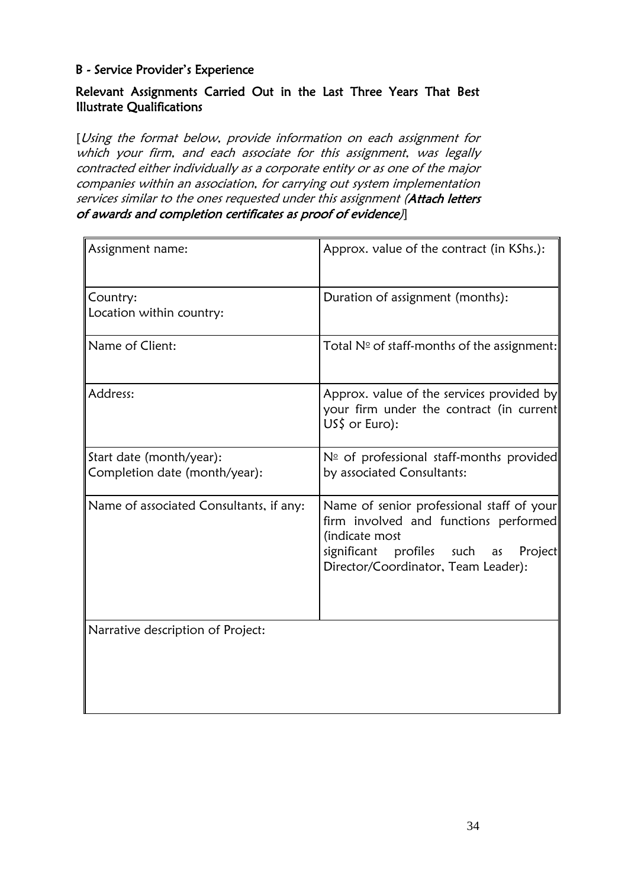**B - Service Provider's Experience**

**Relevant Assignments Carried Out in the Last Three Years That Best Illustrate Qualifications**

[*Using the format below, provide information on each assignment for which your firm, and each associate for this assignment, was legally contracted either individually as a corporate entity or as one of the major companies within an association, for carrying out system implementation services similar to the ones requested under this assignment (**Attach letters of awards and completion certificates as proof of evidence)***]

| | |
|---|---|
| Assignment name: | Approx. value of the contract (in KShs.): |
| Country:<br>Location within country: | Duration of assignment (months): |
| Name of Client: | Total № of staff-months of the assignment: |
| Address: | Approx. value of the services provided by your firm under the contract (in current US$ or Euro): |
| Start date (month/year):<br>Completion date (month/year): | № of professional staff-months provided by associated Consultants: |
| Name of associated Consultants, if any: | Name of senior professional staff of your firm involved and functions performed (indicate most significant profiles such as Project Director/Coordinator, Team Leader): |
| Narrative description of Project: | |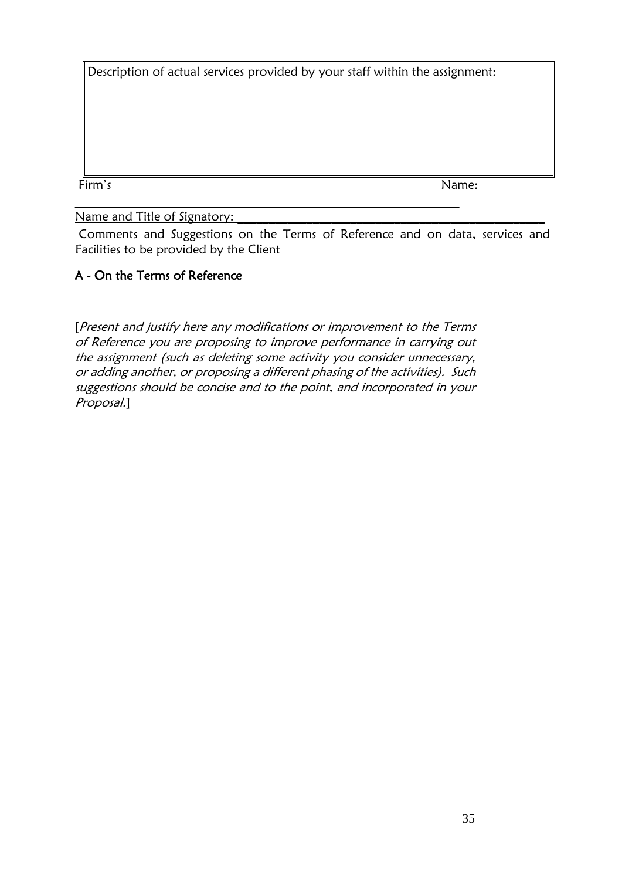| Description of actual services provided by your staff within the assignment: |
| --- |
| |

Firm's Name: ______________________________________________________________

Name and Title of Signatory: ______________________________________________

Comments and Suggestions on the Terms of Reference and on data, services and Facilities to be provided by the Client

### A - On the Terms of Reference

[*Present and justify here any modifications or improvement to the Terms of Reference you are proposing to improve performance in carrying out the assignment (such as deleting some activity you consider unnecessary, or adding another, or proposing a different phasing of the activities). Such suggestions should be concise and to the point, and incorporated in your Proposal.*]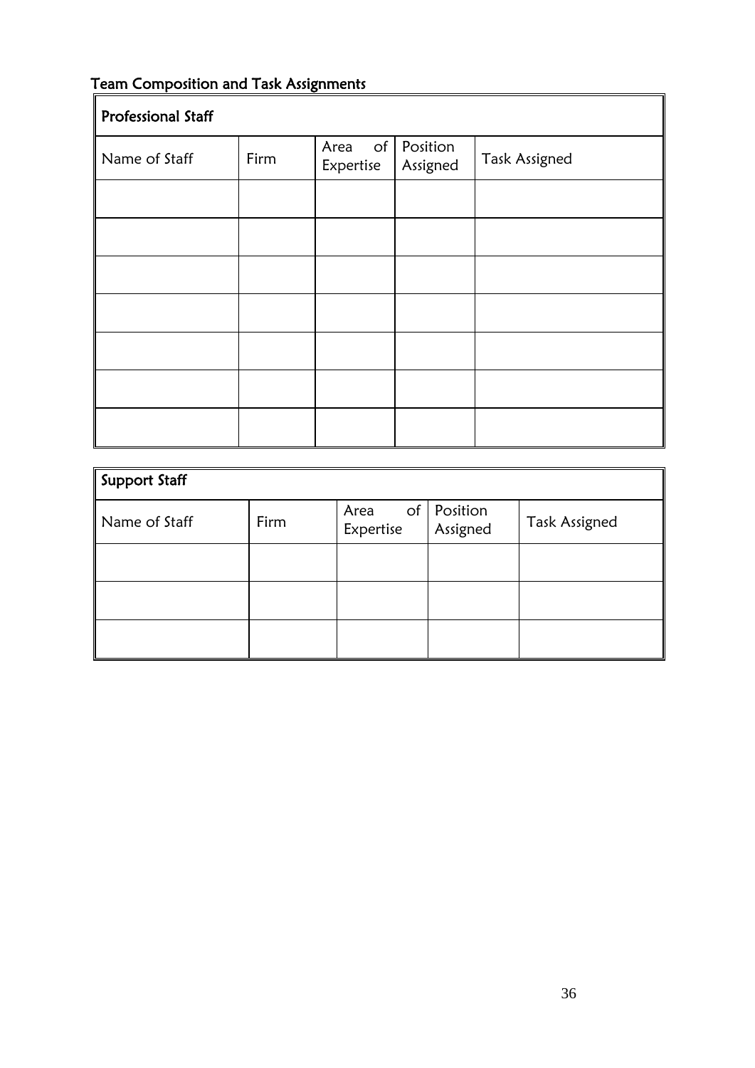## Team Composition and Task Assignments

| Professional Staff | | | | |
|---|---|---|---|---|
| Name of Staff | Firm | Area of Expertise | Position Assigned | Task Assigned |
| | | | | |
| | | | | |
| | | | | |
| | | | | |
| | | | | |
| | | | | |
| | | | | |

| Support Staff | | | | |
|---|---|---|---|---|
| Name of Staff | Firm | Area of Expertise | Position Assigned | Task Assigned |
| | | | | |
| | | | | |
| | | | | |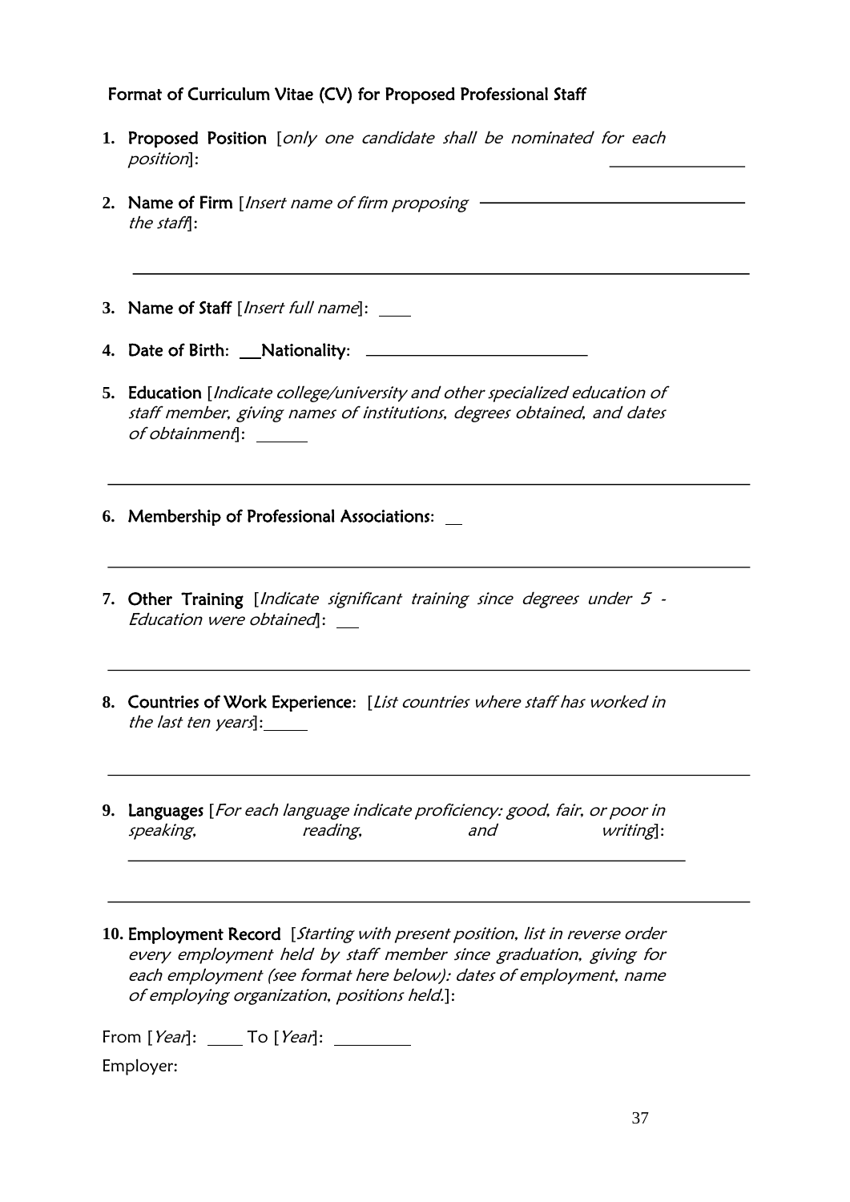## Format of Curriculum Vitae (CV) for Proposed Professional Staff

1. **Proposed Position** [*only one candidate shall be nominated for each position*]: \_\_\_\_\_\_\_\_\_\_\_\_\_\_\_\_

2. **Name of Firm** [*Insert name of firm proposing the staff*]: \_\_\_\_\_\_\_\_\_\_\_\_\_\_\_\_\_\_\_\_\_\_\_\_\_\_\_\_\_\_

   \_\_\_\_\_\_\_\_\_\_\_\_\_\_\_\_\_\_\_\_\_\_\_\_\_\_\_\_\_\_\_\_\_\_\_\_\_\_\_\_\_\_\_\_\_\_\_\_\_\_\_\_\_\_\_\_\_\_\_\_\_\_\_\_

3. **Name of Staff** [*Insert full name*]: \_\_\_\_

4. **Date of Birth**: \_\_**Nationality**: \_\_\_\_\_\_\_\_\_\_\_\_\_\_\_\_\_\_\_\_\_\_\_\_\_\_

5. **Education** [*Indicate college/university and other specialized education of staff member, giving names of institutions, degrees obtained, and dates of obtainment*]: \_\_\_\_\_\_

   \_\_\_\_\_\_\_\_\_\_\_\_\_\_\_\_\_\_\_\_\_\_\_\_\_\_\_\_\_\_\_\_\_\_\_\_\_\_\_\_\_\_\_\_\_\_\_\_\_\_\_\_\_\_\_\_\_\_\_\_\_\_\_\_

6. **Membership of Professional Associations**: \_\_

   \_\_\_\_\_\_\_\_\_\_\_\_\_\_\_\_\_\_\_\_\_\_\_\_\_\_\_\_\_\_\_\_\_\_\_\_\_\_\_\_\_\_\_\_\_\_\_\_\_\_\_\_\_\_\_\_\_\_\_\_\_\_\_\_

7. **Other Training** [*Indicate significant training since degrees under 5 - Education were obtained*]: \_\_\_

   \_\_\_\_\_\_\_\_\_\_\_\_\_\_\_\_\_\_\_\_\_\_\_\_\_\_\_\_\_\_\_\_\_\_\_\_\_\_\_\_\_\_\_\_\_\_\_\_\_\_\_\_\_\_\_\_\_\_\_\_\_\_\_\_

8. **Countries of Work Experience**: [*List countries where staff has worked in the last ten years*]:\_\_\_\_\_

   \_\_\_\_\_\_\_\_\_\_\_\_\_\_\_\_\_\_\_\_\_\_\_\_\_\_\_\_\_\_\_\_\_\_\_\_\_\_\_\_\_\_\_\_\_\_\_\_\_\_\_\_\_\_\_\_\_\_\_\_\_\_\_\_

9. **Languages** [*For each language indicate proficiency: good, fair, or poor in speaking, reading, and writing*]: \_\_\_\_\_\_\_\_\_\_\_\_\_\_\_\_\_\_\_\_\_\_\_\_\_\_\_\_\_\_\_\_\_\_\_\_\_\_\_\_\_\_\_\_\_\_\_\_\_\_\_\_\_\_\_\_

   \_\_\_\_\_\_\_\_\_\_\_\_\_\_\_\_\_\_\_\_\_\_\_\_\_\_\_\_\_\_\_\_\_\_\_\_\_\_\_\_\_\_\_\_\_\_\_\_\_\_\_\_\_\_\_\_\_\_\_\_\_\_\_\_

10. **Employment Record** [*Starting with present position, list in reverse order every employment held by staff member since graduation, giving for each employment (see format here below): dates of employment, name of employing organization, positions held.*]:

From [*Year*]: \_\_\_\_ To [*Year*]: \_\_\_\_\_\_\_\_\_

Employer: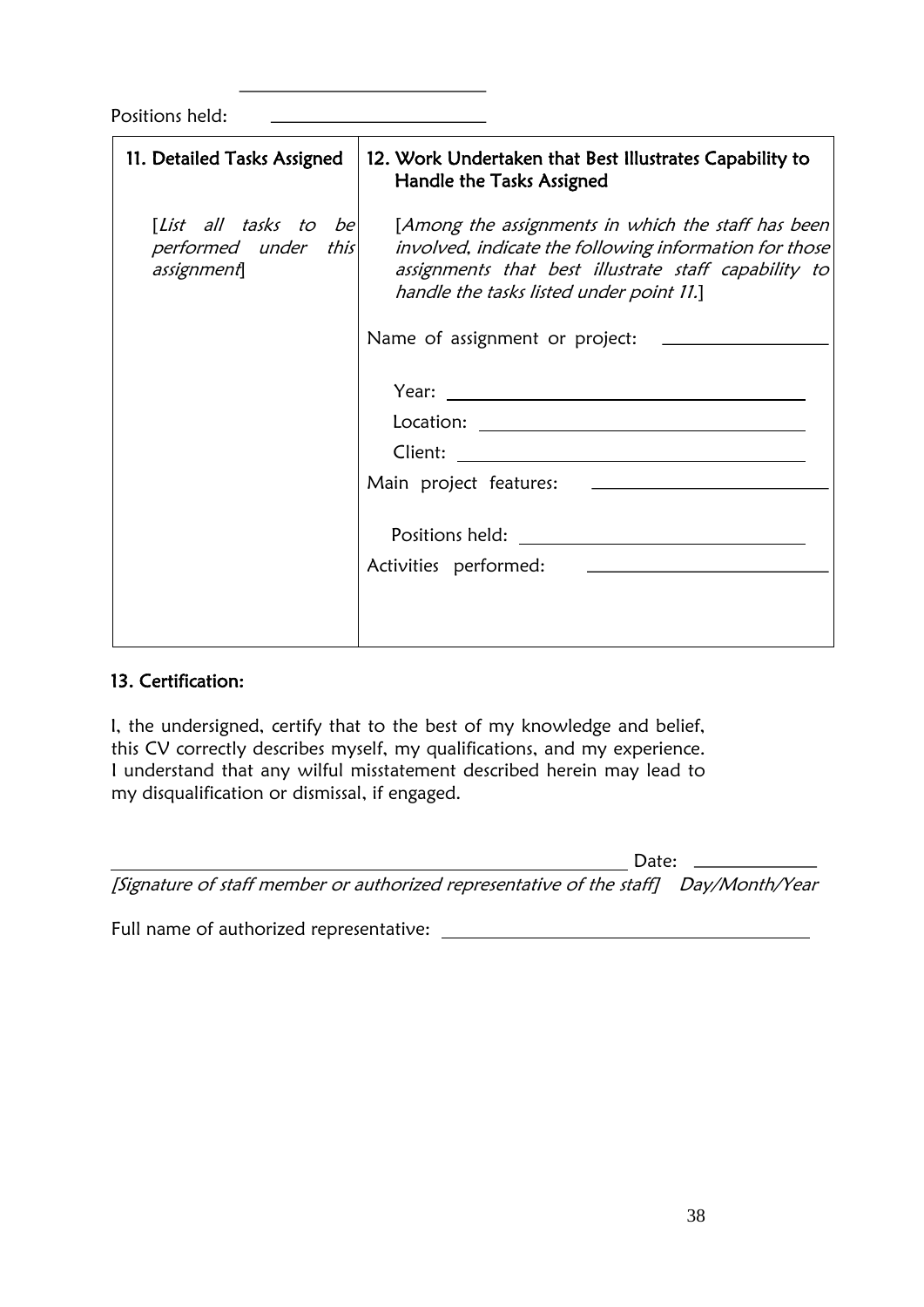Positions held: ______________________

| 11. Detailed Tasks Assigned | 12. Work Undertaken that Best Illustrates Capability to Handle the Tasks Assigned |
|---|---|
| [*List all tasks to be performed under this assignment*] | [*Among the assignments in which the staff has been involved, indicate the following information for those assignments that best illustrate staff capability to handle the tasks listed under point 11.*]<br><br>Name of assignment or project: ______________<br><br>Year: ______________<br>Location: ______________<br>Client: ______________<br>Main project features: ______________<br><br>Positions held: ______________<br>Activities performed: ______________ |

**13. Certification:**

I, the undersigned, certify that to the best of my knowledge and belief, this CV correctly describes myself, my qualifications, and my experience. I understand that any wilful misstatement described herein may lead to my disqualification or dismissal, if engaged.

______________________________________________ Date: ______________

*[Signature of staff member or authorized representative of the staff]* *Day/Month/Year*

Full name of authorized representative: ______________________________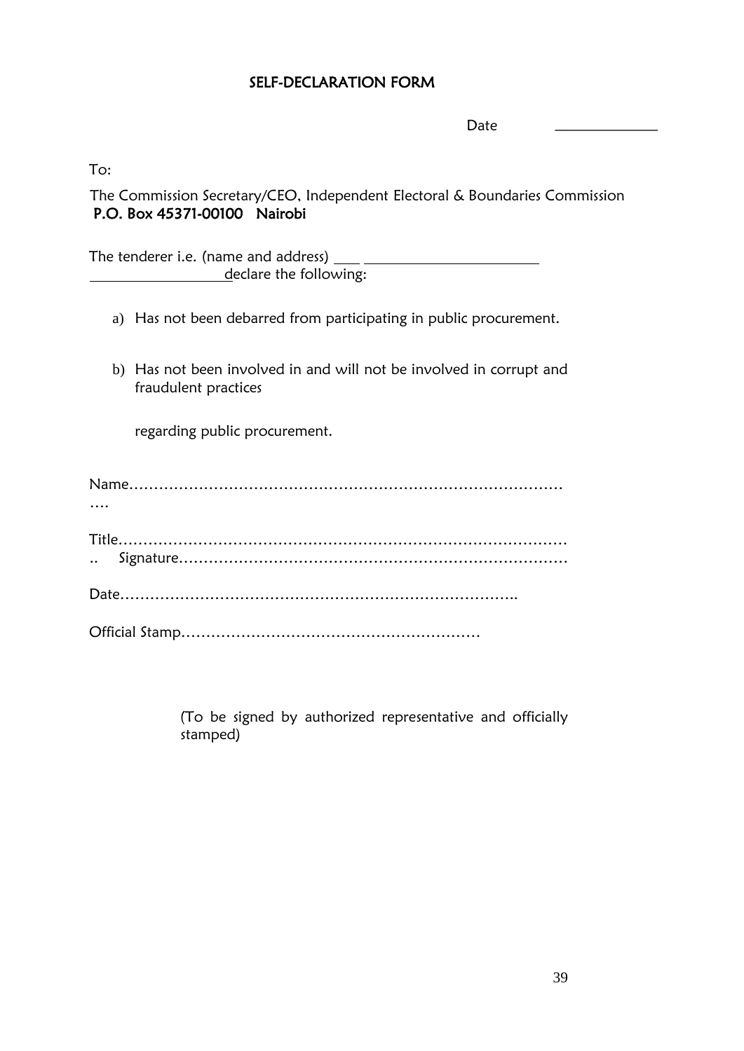# SELF-DECLARATION FORM

Date \_\_\_\_\_\_\_\_\_\_\_\_\_\_

To:

The Commission Secretary/CEO, Independent Electoral & Boundaries Commission
**P.O. Box 45371-00100 Nairobi**

The tenderer i.e. (name and address) \_\_\_\_ \_\_\_\_\_\_\_\_\_\_\_\_\_\_\_\_\_\_\_\_\_\_\_\_\_\_\_
\_\_\_\_\_\_\_\_\_\_\_\_\_\_\_\_\_\_\_\_\_declare the following:

a) Has not been debarred from participating in public procurement.

b) Has not been involved in and will not be involved in corrupt and fraudulent practices

regarding public procurement.

Name…………………………………………………………………………….
….

Title……………………………………………………………………………….
.. Signature…………………………………………………………………….

Date……………………………………………………………………..

Official Stamp……………………………………………………

(To be signed by authorized representative and officially stamped)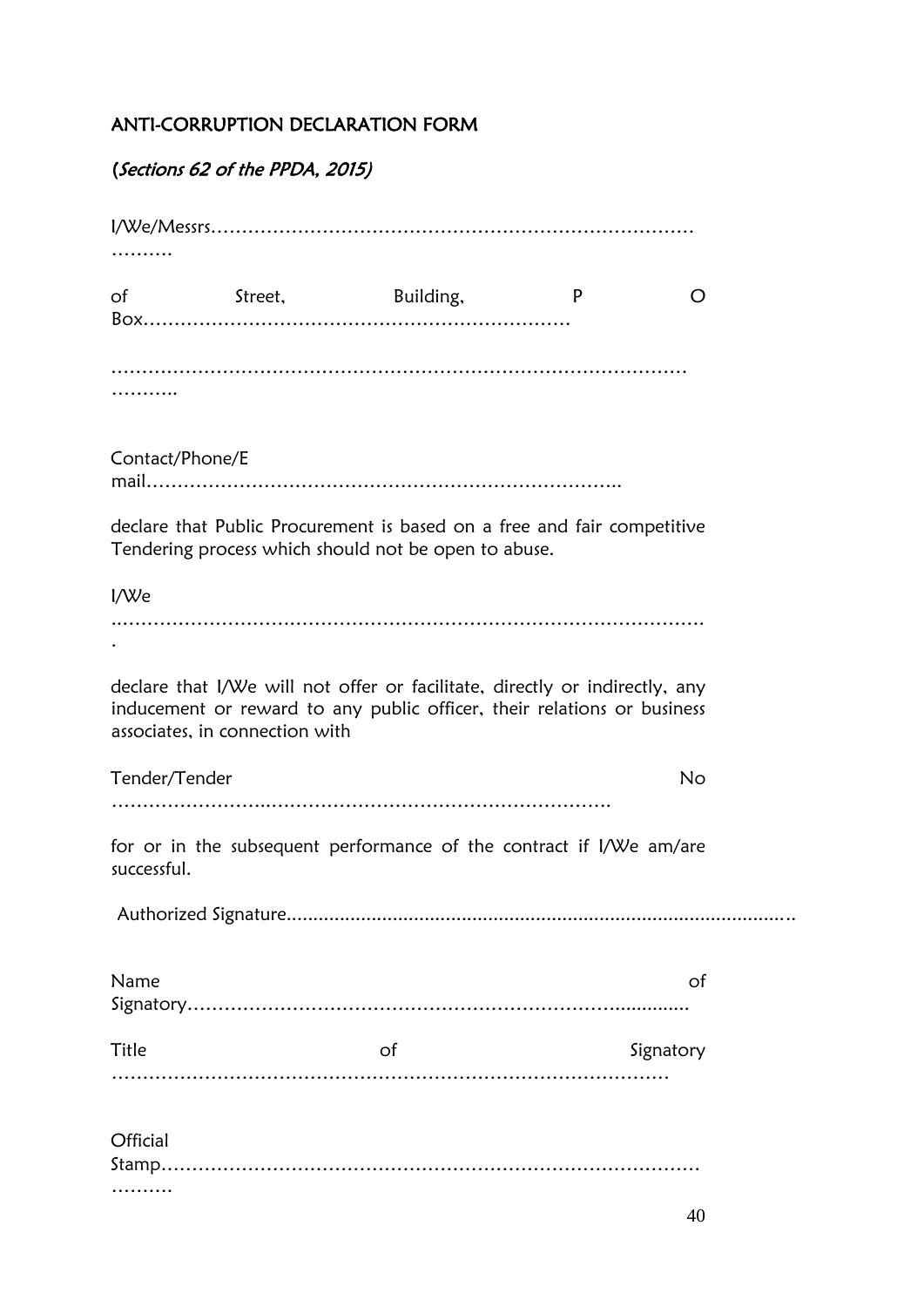## ANTI-CORRUPTION DECLARATION FORM

*(Sections 62 of the PPDA, 2015)*

I/We/Messrs…………………………………………………………………………………

of Street, Building, P O Box……………………………………………………………

……………………………………………………………………………………………

Contact/Phone/E mail…………………………………………………………………..

declare that Public Procurement is based on a free and fair competitive Tendering process which should not be open to abuse.

I/We ……………………………………………………………………………………….

declare that I/We will not offer or facilitate, directly or indirectly, any inducement or reward to any public officer, their relations or business associates, in connection with

Tender/Tender No ……………………………………………………………………….

for or in the subsequent performance of the contract if I/We am/are successful.

Authorized Signature.............................................................................................

Name of Signatory……………………………………………………………...............

Title of Signatory ……………………………………………………………………………

Official Stamp……………………………………………………………………………………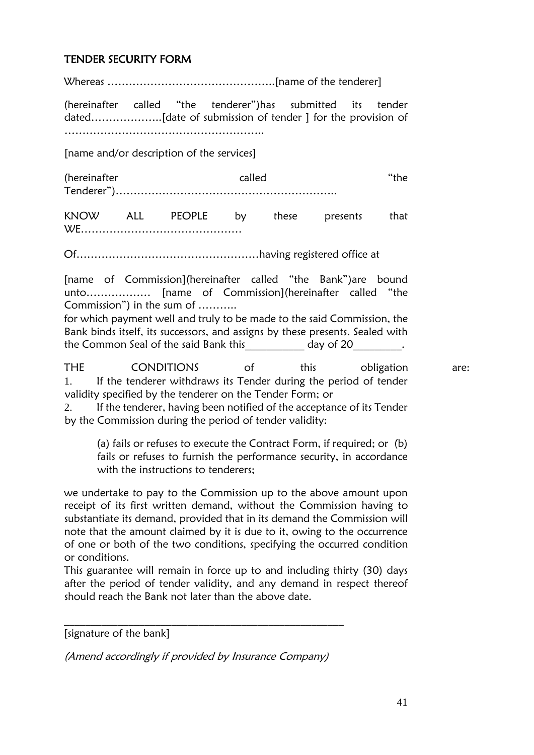## TENDER SECURITY FORM

Whereas ……………………………………….[name of the tenderer]

(hereinafter called "the tenderer")has submitted its tender dated………………..[date of submission of tender ] for the provision of …………………………………………………..

[name and/or description of the services]

(hereinafter called "the Tenderer")……………………………………………………..

KNOW ALL PEOPLE by these presents that WE………………………………………

Of……………………………………………having registered office at

[name of Commission](hereinafter called "the Bank")are bound unto……………… [name of Commission](hereinafter called "the Commission") in the sum of ………..
for which payment well and truly to be made to the said Commission, the Bank binds itself, its successors, and assigns by these presents. Sealed with the Common Seal of the said Bank this__________ day of 20________.

THE CONDITIONS of this obligation are:
1. If the tenderer withdraws its Tender during the period of tender validity specified by the tenderer on the Tender Form; or
2. If the tenderer, having been notified of the acceptance of its Tender by the Commission during the period of tender validity:

(a) fails or refuses to execute the Contract Form, if required; or (b) fails or refuses to furnish the performance security, in accordance with the instructions to tenderers;

we undertake to pay to the Commission up to the above amount upon receipt of its first written demand, without the Commission having to substantiate its demand, provided that in its demand the Commission will note that the amount claimed by it is due to it, owing to the occurrence of one or both of the two conditions, specifying the occurred condition or conditions.
This guarantee will remain in force up to and including thirty (30) days after the period of tender validity, and any demand in respect thereof should reach the Bank not later than the above date.

_____________________________________________________
[signature of the bank]

*(Amend accordingly if provided by Insurance Company)*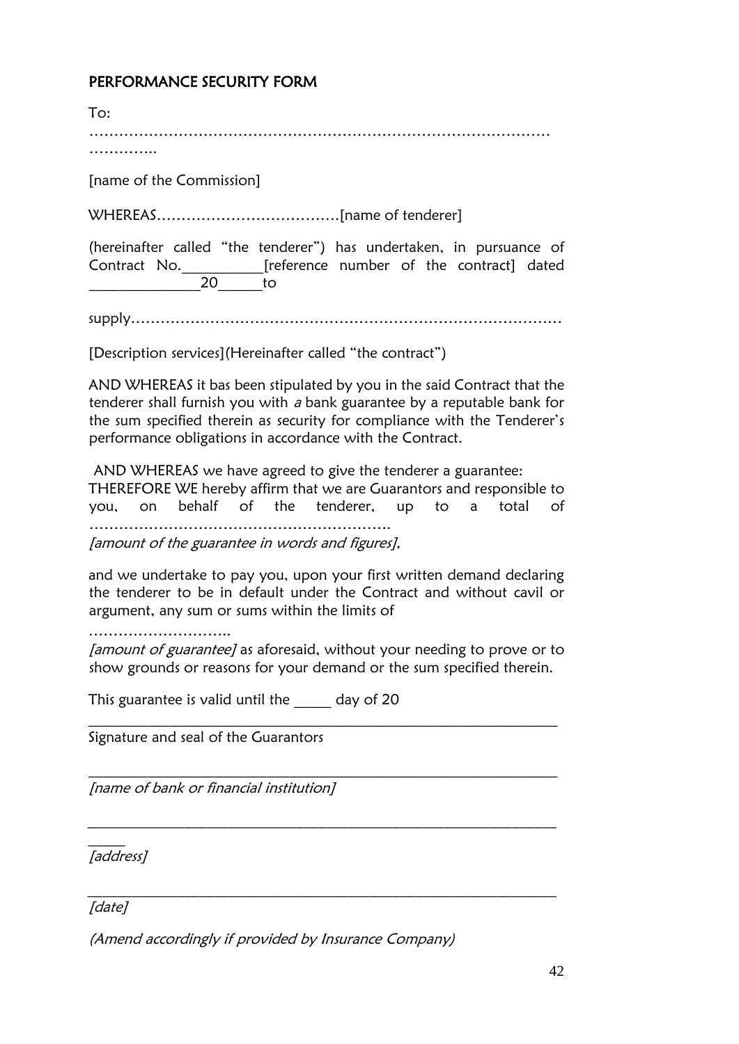## PERFORMANCE SECURITY FORM

To:

……………………………………………………………………………………
…………..

[name of the Commission]

WHEREAS……………………………….[name of tenderer]

(hereinafter called "the tenderer") has undertaken, in pursuance of Contract No.__________[reference number of the contract] dated ______________20______to

supply……………………………………………………………………………

[Description services](Hereinafter called "the contract")

AND WHEREAS it bas been stipulated by you in the said Contract that the tenderer shall furnish you with *a* bank guarantee by a reputable bank for the sum specified therein as security for compliance with the Tenderer's performance obligations in accordance with the Contract.

AND WHEREAS we have agreed to give the tenderer a guarantee:
THEREFORE WE hereby affirm that we are Guarantors and responsible to you, on behalf of the tenderer, up to a total of ……………………………………………………..
*[amount of the guarantee in words and figures]*,

and we undertake to pay you, upon your first written demand declaring the tenderer to be in default under the Contract and without cavil or argument, any sum or sums within the limits of

………………………..
*[amount of guarantee]* as aforesaid, without your needing to prove or to show grounds or reasons for your demand or the sum specified therein.

This guarantee is valid until the _____ day of 20

_______________________________________________________________
Signature and seal of the Guarantors

_______________________________________________________________
*[name of bank or financial institution]*

_______________________________________________________________
*[address]*

_______________________________________________________________
*[date]*

*(Amend accordingly if provided by Insurance Company)*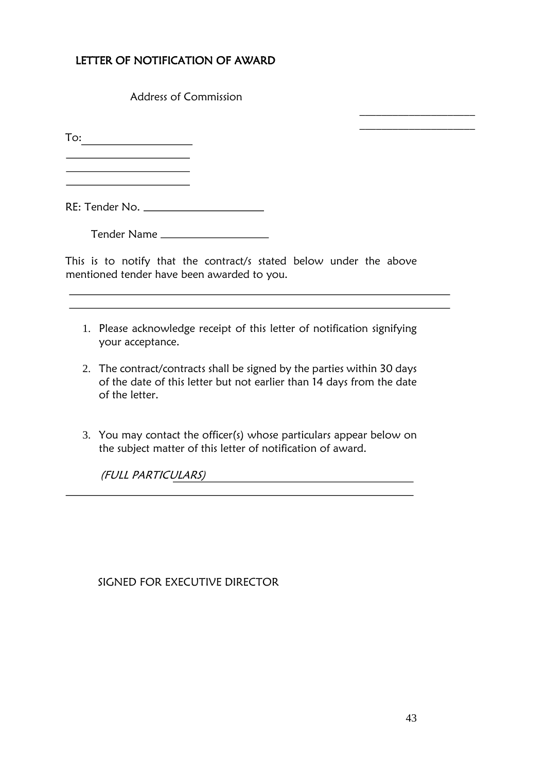## LETTER OF NOTIFICATION OF AWARD

Address of Commission

\_\_\_\_\_\_\_\_\_\_\_\_\_\_\_\_\_\_\_\_

\_\_\_\_\_\_\_\_\_\_\_\_\_\_\_\_\_\_\_\_

To:\_\_\_\_\_\_\_\_\_\_\_\_\_\_\_\_\_\_\_\_

\_\_\_\_\_\_\_\_\_\_\_\_\_\_\_\_\_\_\_\_

\_\_\_\_\_\_\_\_\_\_\_\_\_\_\_\_\_\_\_\_

\_\_\_\_\_\_\_\_\_\_\_\_\_\_\_\_\_\_\_\_

RE: Tender No. \_\_\_\_\_\_\_\_\_\_\_\_\_\_\_\_\_\_\_\_

Tender Name \_\_\_\_\_\_\_\_\_\_\_\_\_\_\_\_\_\_\_\_

This is to notify that the contract/s stated below under the above mentioned tender have been awarded to you.

\_\_\_\_\_\_\_\_\_\_\_\_\_\_\_\_\_\_\_\_\_\_\_\_\_\_\_\_\_\_\_\_\_\_\_\_\_\_\_\_\_\_\_\_\_\_\_\_\_\_\_\_\_\_\_\_\_\_\_\_\_\_\_\_

\_\_\_\_\_\_\_\_\_\_\_\_\_\_\_\_\_\_\_\_\_\_\_\_\_\_\_\_\_\_\_\_\_\_\_\_\_\_\_\_\_\_\_\_\_\_\_\_\_\_\_\_\_\_\_\_\_\_\_\_\_\_\_\_

1. Please acknowledge receipt of this letter of notification signifying your acceptance.

2. The contract/contracts shall be signed by the parties within 30 days of the date of this letter but not earlier than 14 days from the date of the letter.

3. You may contact the officer(s) whose particulars appear below on the subject matter of this letter of notification of award.

*(FULL PARTICULARS)*\_\_\_\_\_\_\_\_\_\_\_\_\_\_\_\_\_\_\_\_\_\_\_\_\_\_\_\_\_\_\_\_\_\_\_\_\_\_\_\_

\_\_\_\_\_\_\_\_\_\_\_\_\_\_\_\_\_\_\_\_\_\_\_\_\_\_\_\_\_\_\_\_\_\_\_\_\_\_\_\_\_\_\_\_\_\_\_\_\_\_\_\_\_\_\_\_\_\_\_\_

SIGNED FOR EXECUTIVE DIRECTOR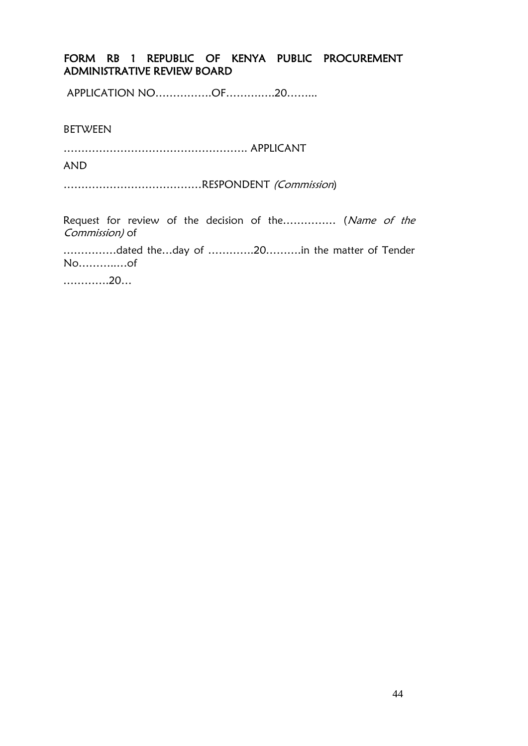## FORM RB 1 REPUBLIC OF KENYA PUBLIC PROCUREMENT ADMINISTRATIVE REVIEW BOARD

APPLICATION NO…………….OF………….20……...

BETWEEN

……………………………………………. APPLICANT

AND

…………………………………RESPONDENT *(Commission)*

Request for review of the decision of the…………… (*Name of the Commission)* of

……………dated the…day of ………….20……….in the matter of Tender No………..…of

………….20…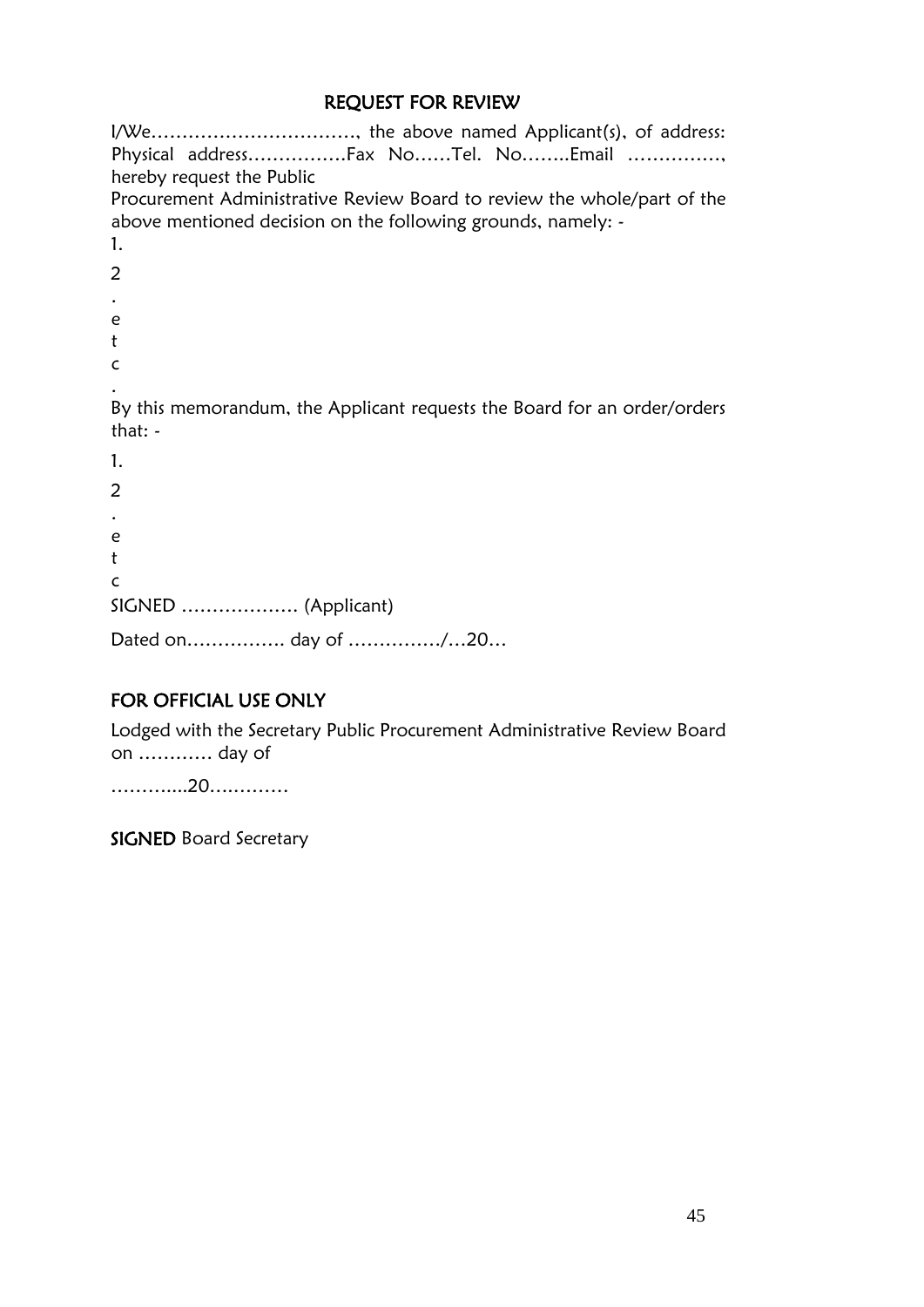## REQUEST FOR REVIEW

I/We……………………………, the above named Applicant(s), of address: Physical address…………….Fax No……Tel. No……..Email ……………, hereby request the Public
Procurement Administrative Review Board to review the whole/part of the above mentioned decision on the following grounds, namely: -

1.

2

.
e
t
c
.

By this memorandum, the Applicant requests the Board for an order/orders that: -

1.

2

.
e
t
c

SIGNED ………………. (Applicant)

Dated on……………. day of ……………/…20…

## FOR OFFICIAL USE ONLY

Lodged with the Secretary Public Procurement Administrative Review Board on ………… day of

………....20…………

**SIGNED** Board Secretary